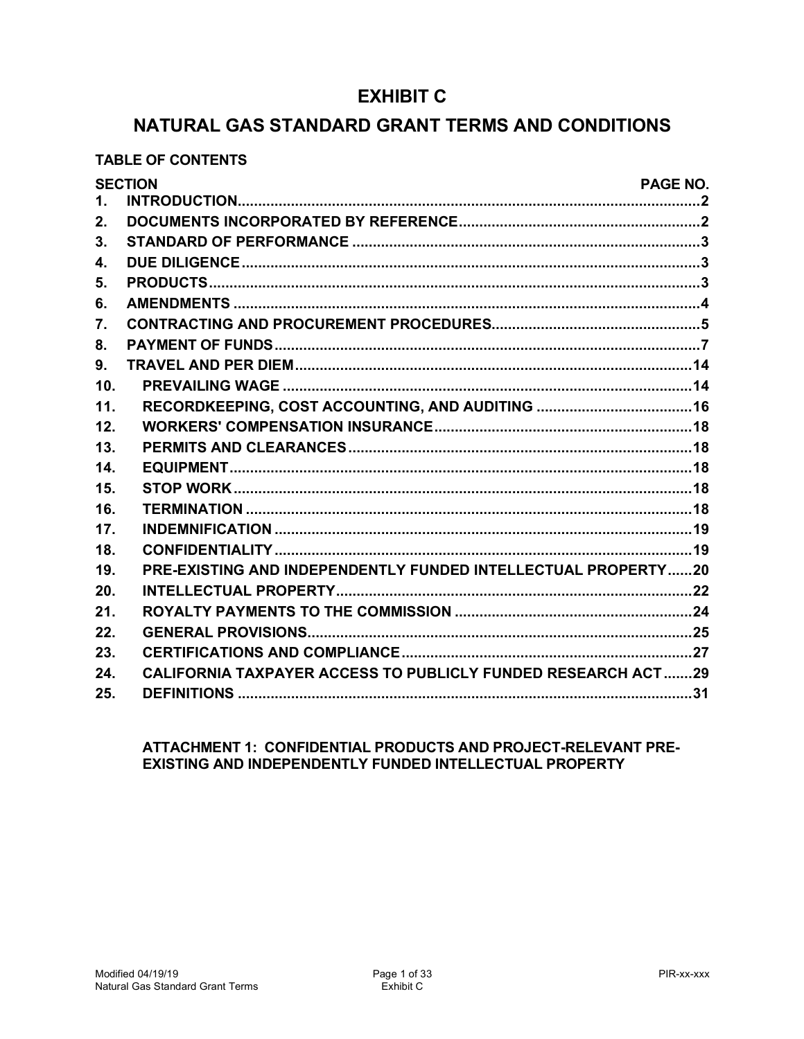# EXHIBIT C

# NATURAL GAS STANDARD GRANT TERMS AND CONDITIONS

**TABLE OF CONTENTS**

| SECTION | | PAGE NO. |
|---|---|---|
| 1. | INTRODUCTION | 2 |
| 2. | DOCUMENTS INCORPORATED BY REFERENCE | 2 |
| 3. | STANDARD OF PERFORMANCE | 3 |
| 4. | DUE DILIGENCE | 3 |
| 5. | PRODUCTS | 3 |
| 6. | AMENDMENTS | 4 |
| 7. | CONTRACTING AND PROCUREMENT PROCEDURES | 5 |
| 8. | PAYMENT OF FUNDS | 7 |
| 9. | TRAVEL AND PER DIEM | 14 |
| 10. | PREVAILING WAGE | 14 |
| 11. | RECORDKEEPING, COST ACCOUNTING, AND AUDITING | 16 |
| 12. | WORKERS' COMPENSATION INSURANCE | 18 |
| 13. | PERMITS AND CLEARANCES | 18 |
| 14. | EQUIPMENT | 18 |
| 15. | STOP WORK | 18 |
| 16. | TERMINATION | 18 |
| 17. | INDEMNIFICATION | 19 |
| 18. | CONFIDENTIALITY | 19 |
| 19. | PRE-EXISTING AND INDEPENDENTLY FUNDED INTELLECTUAL PROPERTY | 20 |
| 20. | INTELLECTUAL PROPERTY | 22 |
| 21. | ROYALTY PAYMENTS TO THE COMMISSION | 24 |
| 22. | GENERAL PROVISIONS | 25 |
| 23. | CERTIFICATIONS AND COMPLIANCE | 27 |
| 24. | CALIFORNIA TAXPAYER ACCESS TO PUBLICLY FUNDED RESEARCH ACT | 29 |
| 25. | DEFINITIONS | 31 |

**ATTACHMENT 1: CONFIDENTIAL PRODUCTS AND PROJECT-RELEVANT PRE-EXISTING AND INDEPENDENTLY FUNDED INTELLECTUAL PROPERTY**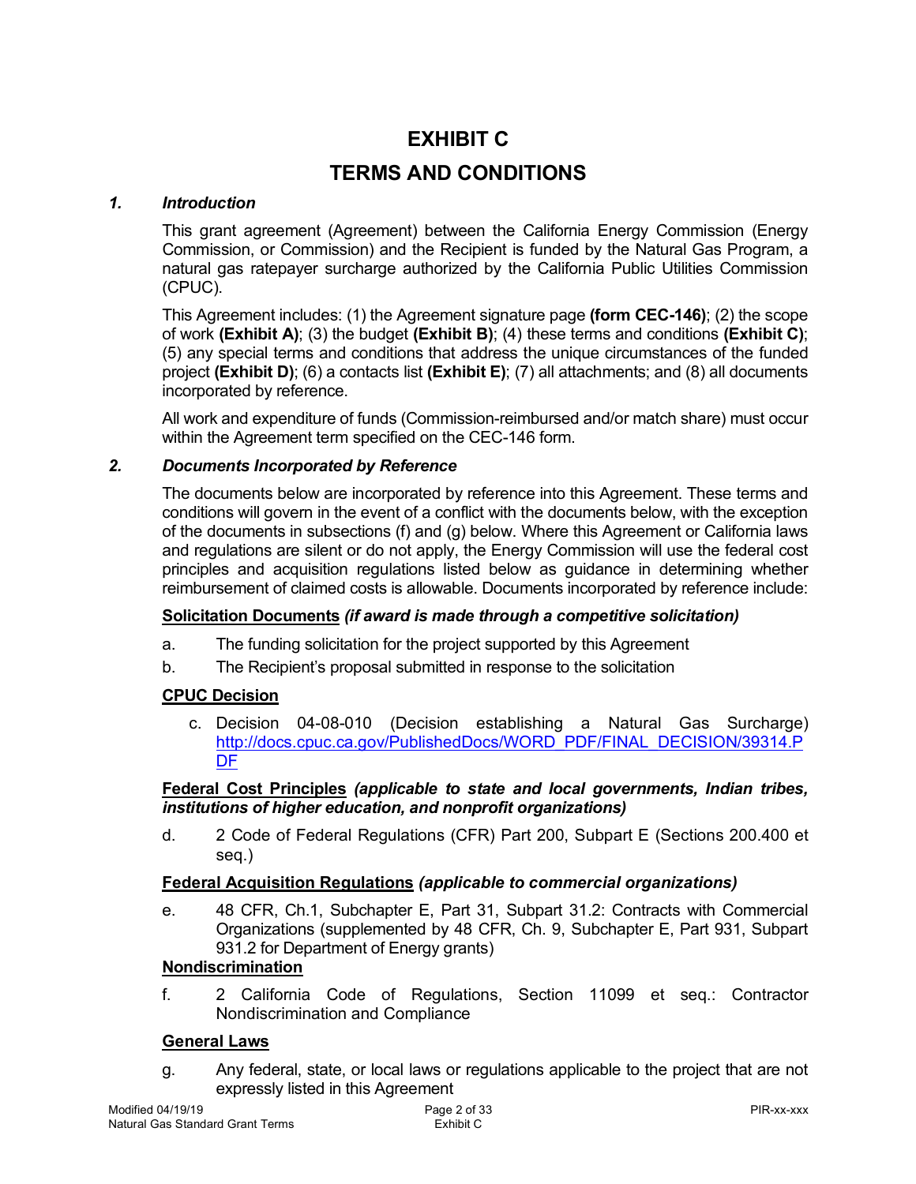# EXHIBIT C

# TERMS AND CONDITIONS

### *1. Introduction*

This grant agreement (Agreement) between the California Energy Commission (Energy Commission, or Commission) and the Recipient is funded by the Natural Gas Program, a natural gas ratepayer surcharge authorized by the California Public Utilities Commission (CPUC).

This Agreement includes: (1) the Agreement signature page **(form CEC-146)**; (2) the scope of work **(Exhibit A)**; (3) the budget **(Exhibit B)**; (4) these terms and conditions **(Exhibit C)**; (5) any special terms and conditions that address the unique circumstances of the funded project **(Exhibit D)**; (6) a contacts list **(Exhibit E)**; (7) all attachments; and (8) all documents incorporated by reference.

All work and expenditure of funds (Commission-reimbursed and/or match share) must occur within the Agreement term specified on the CEC-146 form.

### *2. Documents Incorporated by Reference*

The documents below are incorporated by reference into this Agreement. These terms and conditions will govern in the event of a conflict with the documents below, with the exception of the documents in subsections (f) and (g) below. Where this Agreement or California laws and regulations are silent or do not apply, the Energy Commission will use the federal cost principles and acquisition regulations listed below as guidance in determining whether reimbursement of claimed costs is allowable. Documents incorporated by reference include:

**Solicitation Documents** ***(if award is made through a competitive solicitation)***

a. The funding solicitation for the project supported by this Agreement

b. The Recipient's proposal submitted in response to the solicitation

**CPUC Decision**

c. Decision 04-08-010 (Decision establishing a Natural Gas Surcharge) http://docs.cpuc.ca.gov/PublishedDocs/WORD_PDF/FINAL_DECISION/39314.PDF

**Federal Cost Principles** ***(applicable to state and local governments, Indian tribes, institutions of higher education, and nonprofit organizations)***

d. 2 Code of Federal Regulations (CFR) Part 200, Subpart E (Sections 200.400 et seq.)

**Federal Acquisition Regulations** ***(applicable to commercial organizations)***

e. 48 CFR, Ch.1, Subchapter E, Part 31, Subpart 31.2: Contracts with Commercial Organizations (supplemented by 48 CFR, Ch. 9, Subchapter E, Part 931, Subpart 931.2 for Department of Energy grants)

**Nondiscrimination**

f. 2 California Code of Regulations, Section 11099 et seq.: Contractor Nondiscrimination and Compliance

**General Laws**

g. Any federal, state, or local laws or regulations applicable to the project that are not expressly listed in this Agreement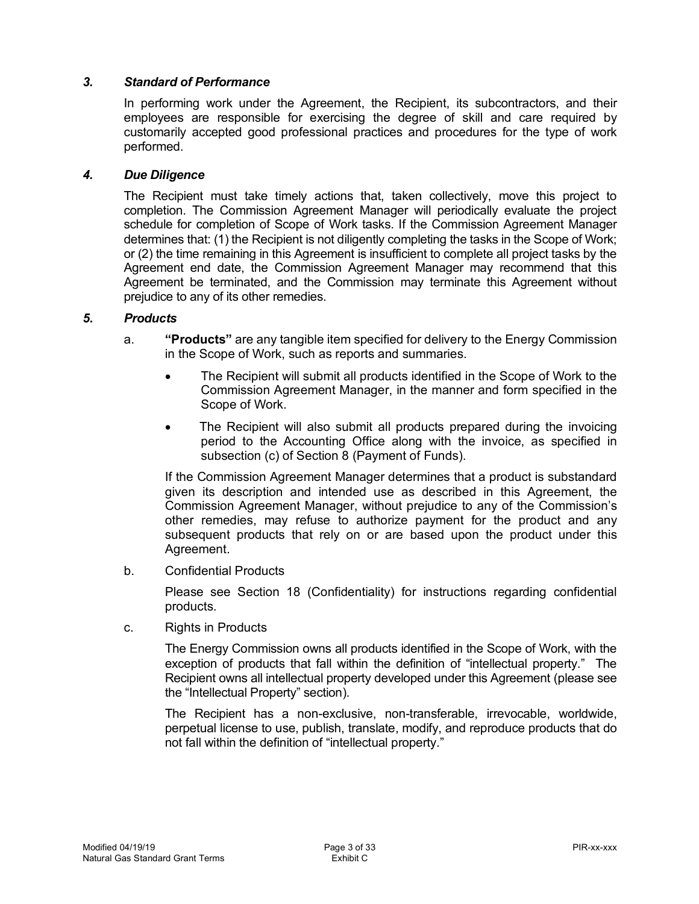### *3. Standard of Performance*

In performing work under the Agreement, the Recipient, its subcontractors, and their employees are responsible for exercising the degree of skill and care required by customarily accepted good professional practices and procedures for the type of work performed.

### *4. Due Diligence*

The Recipient must take timely actions that, taken collectively, move this project to completion. The Commission Agreement Manager will periodically evaluate the project schedule for completion of Scope of Work tasks. If the Commission Agreement Manager determines that: (1) the Recipient is not diligently completing the tasks in the Scope of Work; or (2) the time remaining in this Agreement is insufficient to complete all project tasks by the Agreement end date, the Commission Agreement Manager may recommend that this Agreement be terminated, and the Commission may terminate this Agreement without prejudice to any of its other remedies.

### *5. Products*

a. **"Products"** are any tangible item specified for delivery to the Energy Commission in the Scope of Work, such as reports and summaries.

- The Recipient will submit all products identified in the Scope of Work to the Commission Agreement Manager, in the manner and form specified in the Scope of Work.
- The Recipient will also submit all products prepared during the invoicing period to the Accounting Office along with the invoice, as specified in subsection (c) of Section 8 (Payment of Funds).

If the Commission Agreement Manager determines that a product is substandard given its description and intended use as described in this Agreement, the Commission Agreement Manager, without prejudice to any of the Commission's other remedies, may refuse to authorize payment for the product and any subsequent products that rely on or are based upon the product under this Agreement.

b. Confidential Products

Please see Section 18 (Confidentiality) for instructions regarding confidential products.

c. Rights in Products

The Energy Commission owns all products identified in the Scope of Work, with the exception of products that fall within the definition of "intellectual property." The Recipient owns all intellectual property developed under this Agreement (please see the "Intellectual Property" section).

The Recipient has a non-exclusive, non-transferable, irrevocable, worldwide, perpetual license to use, publish, translate, modify, and reproduce products that do not fall within the definition of "intellectual property."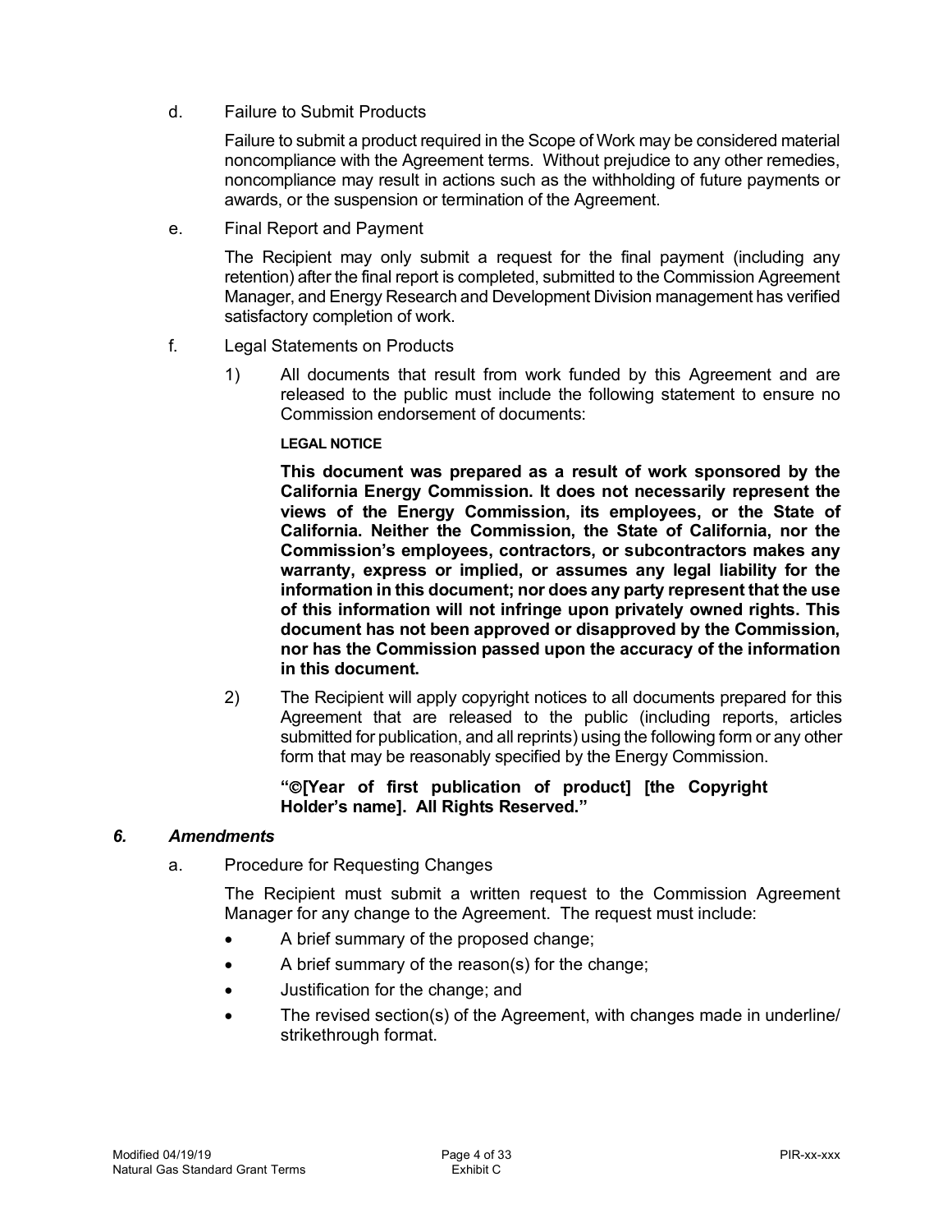d. Failure to Submit Products

Failure to submit a product required in the Scope of Work may be considered material noncompliance with the Agreement terms. Without prejudice to any other remedies, noncompliance may result in actions such as the withholding of future payments or awards, or the suspension or termination of the Agreement.

e. Final Report and Payment

The Recipient may only submit a request for the final payment (including any retention) after the final report is completed, submitted to the Commission Agreement Manager, and Energy Research and Development Division management has verified satisfactory completion of work.

f. Legal Statements on Products

1) All documents that result from work funded by this Agreement and are released to the public must include the following statement to ensure no Commission endorsement of documents:

**LEGAL NOTICE**

**This document was prepared as a result of work sponsored by the California Energy Commission. It does not necessarily represent the views of the Energy Commission, its employees, or the State of California. Neither the Commission, the State of California, nor the Commission's employees, contractors, or subcontractors makes any warranty, express or implied, or assumes any legal liability for the information in this document; nor does any party represent that the use of this information will not infringe upon privately owned rights. This document has not been approved or disapproved by the Commission, nor has the Commission passed upon the accuracy of the information in this document.**

2) The Recipient will apply copyright notices to all documents prepared for this Agreement that are released to the public (including reports, articles submitted for publication, and all reprints) using the following form or any other form that may be reasonably specified by the Energy Commission.

**"©[Year of first publication of product] [the Copyright Holder's name]. All Rights Reserved."**

### *6. Amendments*

a. Procedure for Requesting Changes

The Recipient must submit a written request to the Commission Agreement Manager for any change to the Agreement. The request must include:

- A brief summary of the proposed change;
- A brief summary of the reason(s) for the change;
- Justification for the change; and
- The revised section(s) of the Agreement, with changes made in underline/ strikethrough format.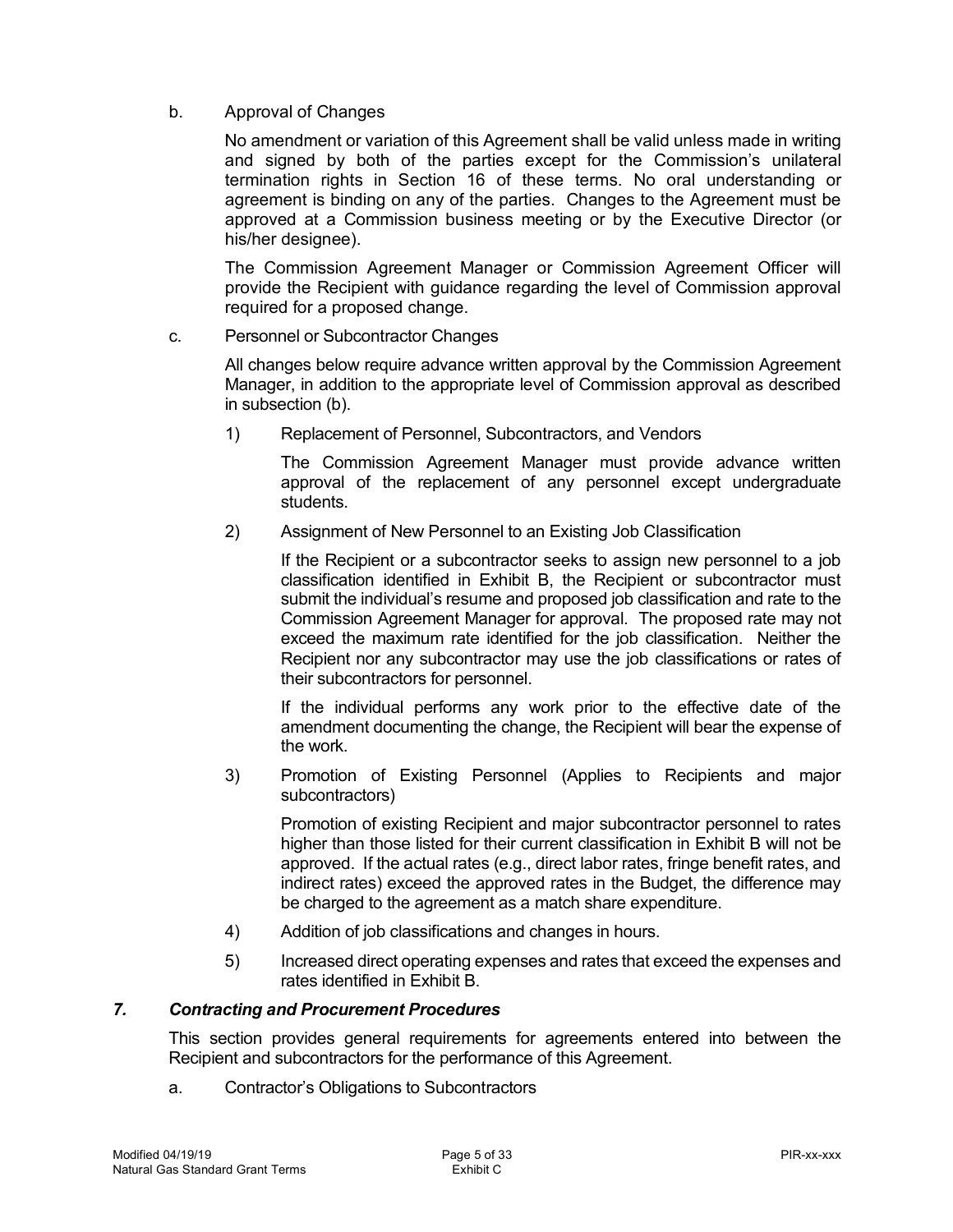b. Approval of Changes

No amendment or variation of this Agreement shall be valid unless made in writing and signed by both of the parties except for the Commission's unilateral termination rights in Section 16 of these terms. No oral understanding or agreement is binding on any of the parties. Changes to the Agreement must be approved at a Commission business meeting or by the Executive Director (or his/her designee).

The Commission Agreement Manager or Commission Agreement Officer will provide the Recipient with guidance regarding the level of Commission approval required for a proposed change.

c. Personnel or Subcontractor Changes

All changes below require advance written approval by the Commission Agreement Manager, in addition to the appropriate level of Commission approval as described in subsection (b).

1) Replacement of Personnel, Subcontractors, and Vendors

The Commission Agreement Manager must provide advance written approval of the replacement of any personnel except undergraduate students.

2) Assignment of New Personnel to an Existing Job Classification

If the Recipient or a subcontractor seeks to assign new personnel to a job classification identified in Exhibit B, the Recipient or subcontractor must submit the individual's resume and proposed job classification and rate to the Commission Agreement Manager for approval. The proposed rate may not exceed the maximum rate identified for the job classification. Neither the Recipient nor any subcontractor may use the job classifications or rates of their subcontractors for personnel.

If the individual performs any work prior to the effective date of the amendment documenting the change, the Recipient will bear the expense of the work.

3) Promotion of Existing Personnel (Applies to Recipients and major subcontractors)

Promotion of existing Recipient and major subcontractor personnel to rates higher than those listed for their current classification in Exhibit B will not be approved. If the actual rates (e.g., direct labor rates, fringe benefit rates, and indirect rates) exceed the approved rates in the Budget, the difference may be charged to the agreement as a match share expenditure.

4) Addition of job classifications and changes in hours.

5) Increased direct operating expenses and rates that exceed the expenses and rates identified in Exhibit B.

### *7. Contracting and Procurement Procedures*

This section provides general requirements for agreements entered into between the Recipient and subcontractors for the performance of this Agreement.

a. Contractor's Obligations to Subcontractors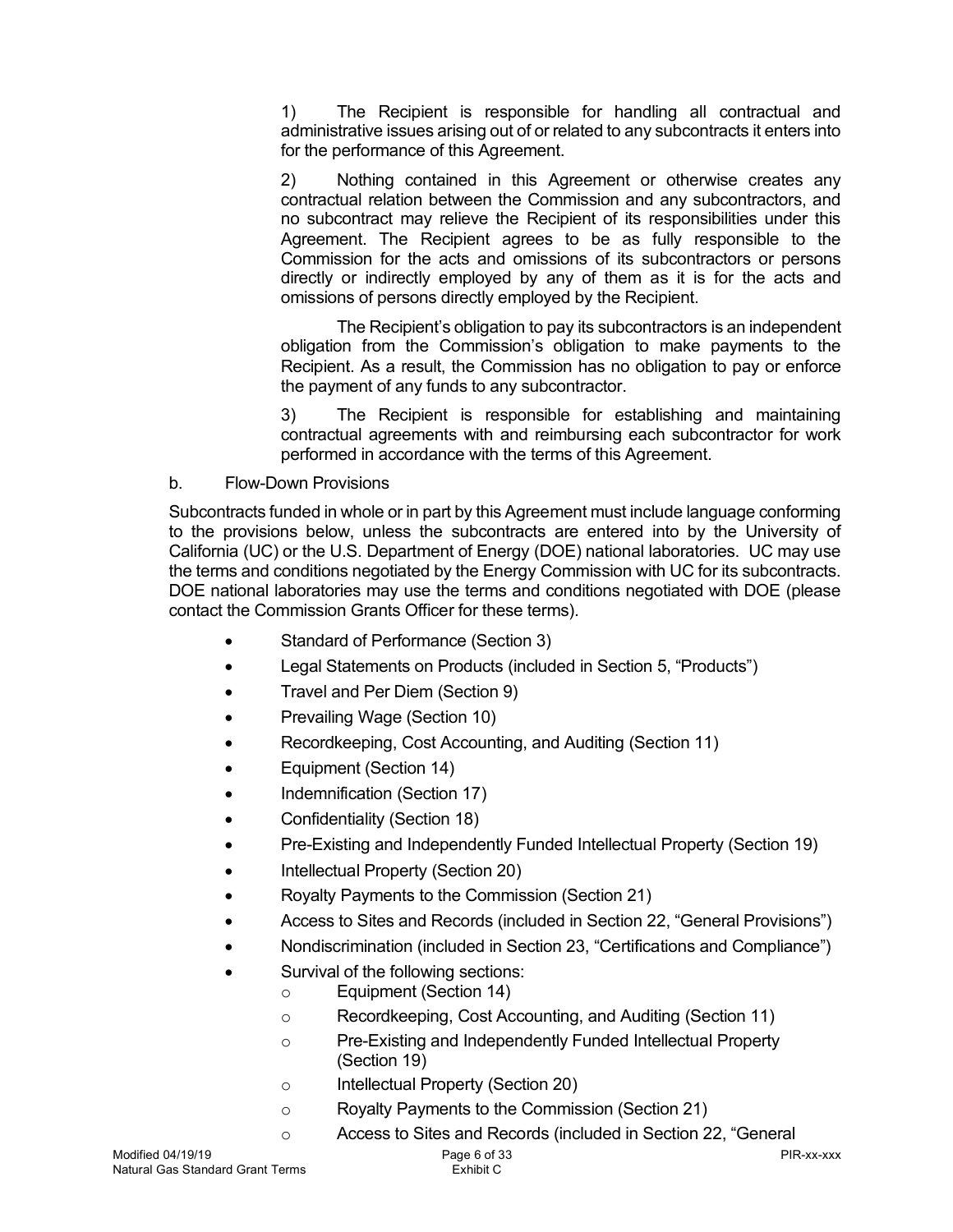1) The Recipient is responsible for handling all contractual and administrative issues arising out of or related to any subcontracts it enters into for the performance of this Agreement.

2) Nothing contained in this Agreement or otherwise creates any contractual relation between the Commission and any subcontractors, and no subcontract may relieve the Recipient of its responsibilities under this Agreement. The Recipient agrees to be as fully responsible to the Commission for the acts and omissions of its subcontractors or persons directly or indirectly employed by any of them as it is for the acts and omissions of persons directly employed by the Recipient.

The Recipient's obligation to pay its subcontractors is an independent obligation from the Commission's obligation to make payments to the Recipient. As a result, the Commission has no obligation to pay or enforce the payment of any funds to any subcontractor.

3) The Recipient is responsible for establishing and maintaining contractual agreements with and reimbursing each subcontractor for work performed in accordance with the terms of this Agreement.

b. Flow-Down Provisions

Subcontracts funded in whole or in part by this Agreement must include language conforming to the provisions below, unless the subcontracts are entered into by the University of California (UC) or the U.S. Department of Energy (DOE) national laboratories. UC may use the terms and conditions negotiated by the Energy Commission with UC for its subcontracts. DOE national laboratories may use the terms and conditions negotiated with DOE (please contact the Commission Grants Officer for these terms).

- Standard of Performance (Section 3)
- Legal Statements on Products (included in Section 5, "Products")
- Travel and Per Diem (Section 9)
- Prevailing Wage (Section 10)
- Recordkeeping, Cost Accounting, and Auditing (Section 11)
- Equipment (Section 14)
- Indemnification (Section 17)
- Confidentiality (Section 18)
- Pre-Existing and Independently Funded Intellectual Property (Section 19)
- Intellectual Property (Section 20)
- Royalty Payments to the Commission (Section 21)
- Access to Sites and Records (included in Section 22, "General Provisions")
- Nondiscrimination (included in Section 23, "Certifications and Compliance")
- Survival of the following sections:
  - Equipment (Section 14)
  - Recordkeeping, Cost Accounting, and Auditing (Section 11)
  - Pre-Existing and Independently Funded Intellectual Property (Section 19)
  - Intellectual Property (Section 20)
  - Royalty Payments to the Commission (Section 21)
  - Access to Sites and Records (included in Section 22, "General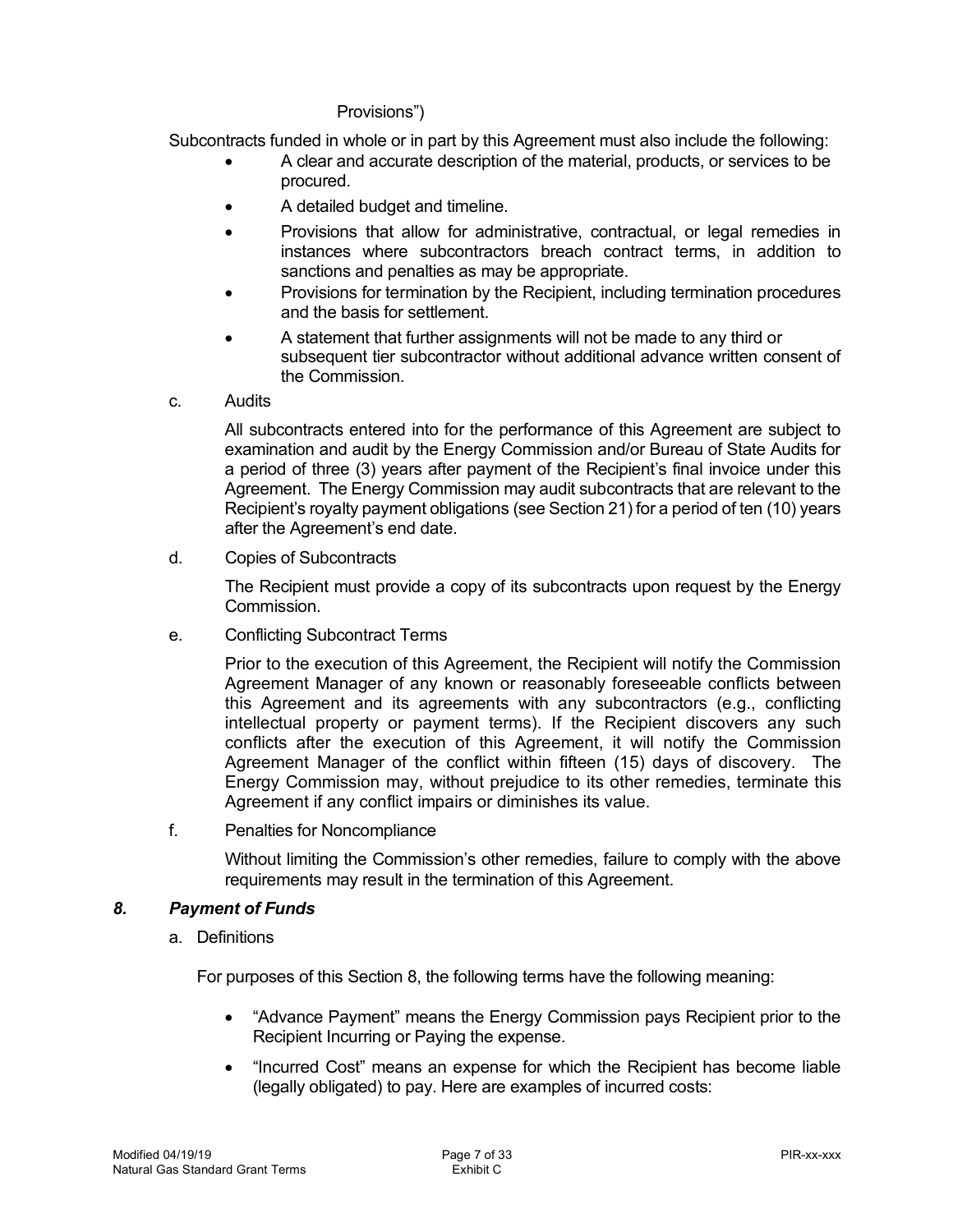Provisions")

Subcontracts funded in whole or in part by this Agreement must also include the following:

- A clear and accurate description of the material, products, or services to be procured.
- A detailed budget and timeline.
- Provisions that allow for administrative, contractual, or legal remedies in instances where subcontractors breach contract terms, in addition to sanctions and penalties as may be appropriate.
- Provisions for termination by the Recipient, including termination procedures and the basis for settlement.
- A statement that further assignments will not be made to any third or subsequent tier subcontractor without additional advance written consent of the Commission.

c. Audits

All subcontracts entered into for the performance of this Agreement are subject to examination and audit by the Energy Commission and/or Bureau of State Audits for a period of three (3) years after payment of the Recipient's final invoice under this Agreement. The Energy Commission may audit subcontracts that are relevant to the Recipient's royalty payment obligations (see Section 21) for a period of ten (10) years after the Agreement's end date.

d. Copies of Subcontracts

The Recipient must provide a copy of its subcontracts upon request by the Energy Commission.

e. Conflicting Subcontract Terms

Prior to the execution of this Agreement, the Recipient will notify the Commission Agreement Manager of any known or reasonably foreseeable conflicts between this Agreement and its agreements with any subcontractors (e.g., conflicting intellectual property or payment terms). If the Recipient discovers any such conflicts after the execution of this Agreement, it will notify the Commission Agreement Manager of the conflict within fifteen (15) days of discovery. The Energy Commission may, without prejudice to its other remedies, terminate this Agreement if any conflict impairs or diminishes its value.

f. Penalties for Noncompliance

Without limiting the Commission's other remedies, failure to comply with the above requirements may result in the termination of this Agreement.

### *8. Payment of Funds*

a. Definitions

For purposes of this Section 8, the following terms have the following meaning:

- "Advance Payment" means the Energy Commission pays Recipient prior to the Recipient Incurring or Paying the expense.
- "Incurred Cost" means an expense for which the Recipient has become liable (legally obligated) to pay. Here are examples of incurred costs: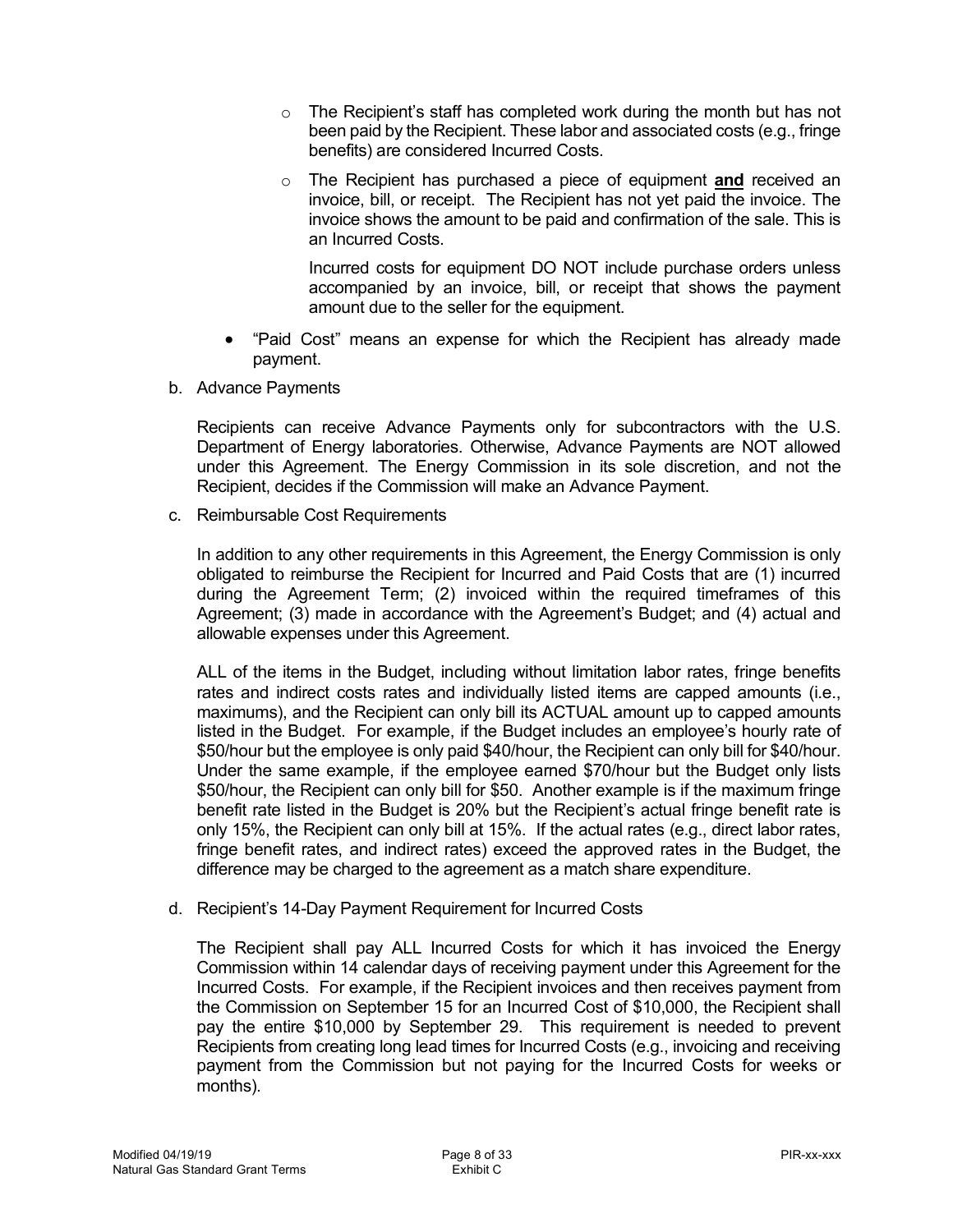- The Recipient's staff has completed work during the month but has not been paid by the Recipient. These labor and associated costs (e.g., fringe benefits) are considered Incurred Costs.
  - The Recipient has purchased a piece of equipment **and** received an invoice, bill, or receipt. The Recipient has not yet paid the invoice. The invoice shows the amount to be paid and confirmation of the sale. This is an Incurred Costs.

    Incurred costs for equipment DO NOT include purchase orders unless accompanied by an invoice, bill, or receipt that shows the payment amount due to the seller for the equipment.

- "Paid Cost" means an expense for which the Recipient has already made payment.

b. Advance Payments

Recipients can receive Advance Payments only for subcontractors with the U.S. Department of Energy laboratories. Otherwise, Advance Payments are NOT allowed under this Agreement. The Energy Commission in its sole discretion, and not the Recipient, decides if the Commission will make an Advance Payment.

c. Reimbursable Cost Requirements

In addition to any other requirements in this Agreement, the Energy Commission is only obligated to reimburse the Recipient for Incurred and Paid Costs that are (1) incurred during the Agreement Term; (2) invoiced within the required timeframes of this Agreement; (3) made in accordance with the Agreement's Budget; and (4) actual and allowable expenses under this Agreement.

ALL of the items in the Budget, including without limitation labor rates, fringe benefits rates and indirect costs rates and individually listed items are capped amounts (i.e., maximums), and the Recipient can only bill its ACTUAL amount up to capped amounts listed in the Budget. For example, if the Budget includes an employee's hourly rate of $50/hour but the employee is only paid $40/hour, the Recipient can only bill for $40/hour. Under the same example, if the employee earned $70/hour but the Budget only lists $50/hour, the Recipient can only bill for $50. Another example is if the maximum fringe benefit rate listed in the Budget is 20% but the Recipient's actual fringe benefit rate is only 15%, the Recipient can only bill at 15%. If the actual rates (e.g., direct labor rates, fringe benefit rates, and indirect rates) exceed the approved rates in the Budget, the difference may be charged to the agreement as a match share expenditure.

d. Recipient's 14-Day Payment Requirement for Incurred Costs

The Recipient shall pay ALL Incurred Costs for which it has invoiced the Energy Commission within 14 calendar days of receiving payment under this Agreement for the Incurred Costs. For example, if the Recipient invoices and then receives payment from the Commission on September 15 for an Incurred Cost of $10,000, the Recipient shall pay the entire $10,000 by September 29. This requirement is needed to prevent Recipients from creating long lead times for Incurred Costs (e.g., invoicing and receiving payment from the Commission but not paying for the Incurred Costs for weeks or months).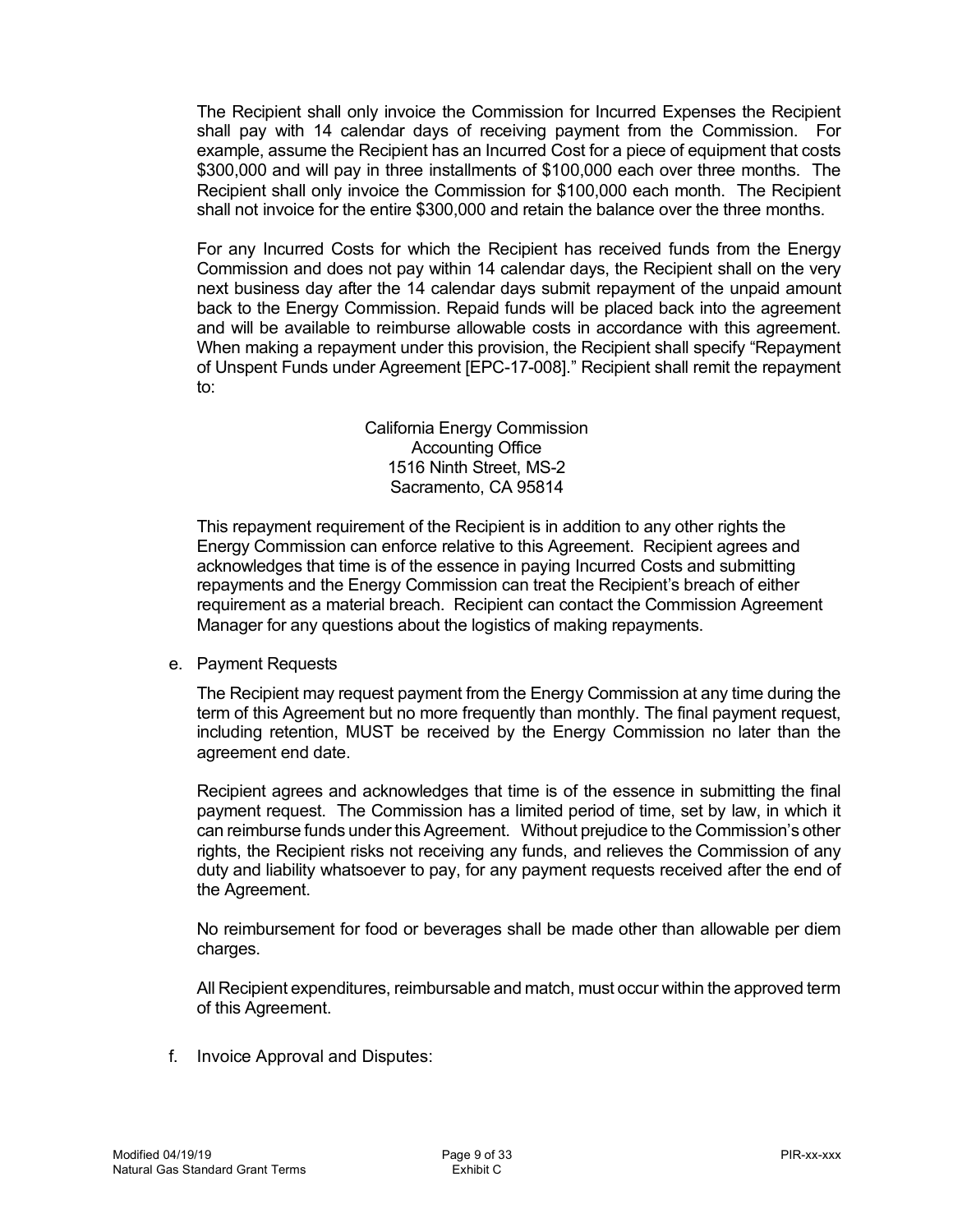The Recipient shall only invoice the Commission for Incurred Expenses the Recipient shall pay with 14 calendar days of receiving payment from the Commission. For example, assume the Recipient has an Incurred Cost for a piece of equipment that costs $300,000 and will pay in three installments of $100,000 each over three months. The Recipient shall only invoice the Commission for $100,000 each month. The Recipient shall not invoice for the entire $300,000 and retain the balance over the three months.

For any Incurred Costs for which the Recipient has received funds from the Energy Commission and does not pay within 14 calendar days, the Recipient shall on the very next business day after the 14 calendar days submit repayment of the unpaid amount back to the Energy Commission. Repaid funds will be placed back into the agreement and will be available to reimburse allowable costs in accordance with this agreement. When making a repayment under this provision, the Recipient shall specify "Repayment of Unspent Funds under Agreement [EPC-17-008]." Recipient shall remit the repayment to:

California Energy Commission
Accounting Office
1516 Ninth Street, MS-2
Sacramento, CA 95814

This repayment requirement of the Recipient is in addition to any other rights the Energy Commission can enforce relative to this Agreement. Recipient agrees and acknowledges that time is of the essence in paying Incurred Costs and submitting repayments and the Energy Commission can treat the Recipient's breach of either requirement as a material breach. Recipient can contact the Commission Agreement Manager for any questions about the logistics of making repayments.

e. Payment Requests

The Recipient may request payment from the Energy Commission at any time during the term of this Agreement but no more frequently than monthly. The final payment request, including retention, MUST be received by the Energy Commission no later than the agreement end date.

Recipient agrees and acknowledges that time is of the essence in submitting the final payment request. The Commission has a limited period of time, set by law, in which it can reimburse funds under this Agreement. Without prejudice to the Commission's other rights, the Recipient risks not receiving any funds, and relieves the Commission of any duty and liability whatsoever to pay, for any payment requests received after the end of the Agreement.

No reimbursement for food or beverages shall be made other than allowable per diem charges.

All Recipient expenditures, reimbursable and match, must occur within the approved term of this Agreement.

f. Invoice Approval and Disputes: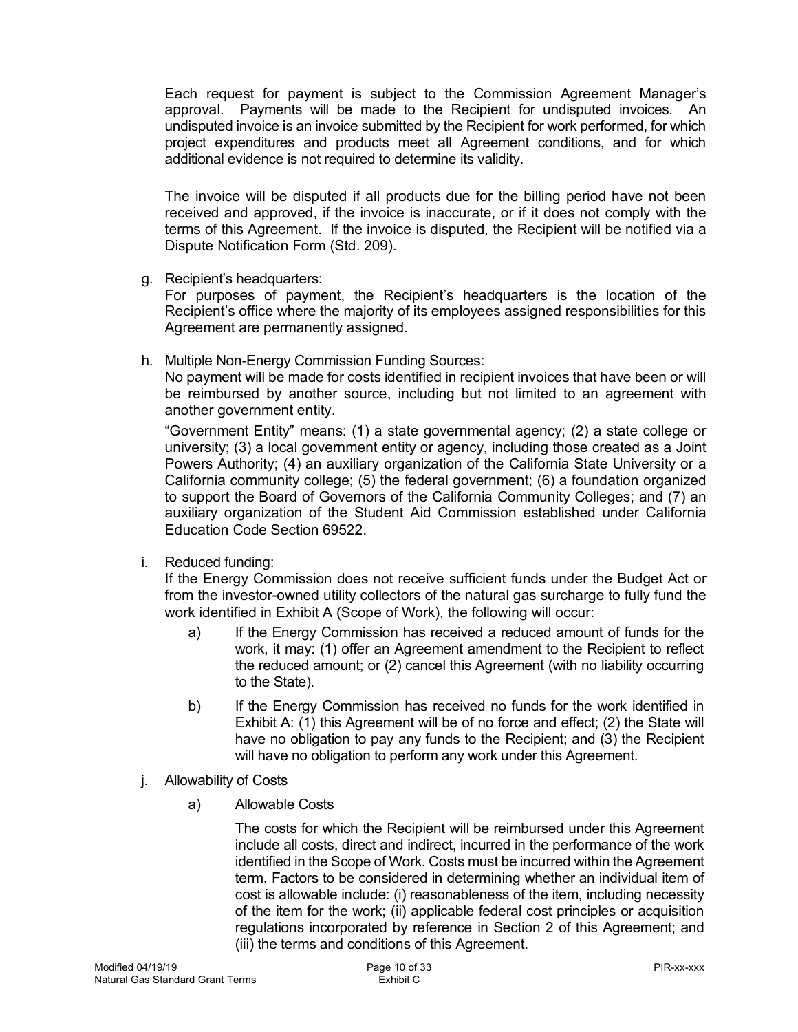Each request for payment is subject to the Commission Agreement Manager's approval. Payments will be made to the Recipient for undisputed invoices. An undisputed invoice is an invoice submitted by the Recipient for work performed, for which project expenditures and products meet all Agreement conditions, and for which additional evidence is not required to determine its validity.

The invoice will be disputed if all products due for the billing period have not been received and approved, if the invoice is inaccurate, or if it does not comply with the terms of this Agreement. If the invoice is disputed, the Recipient will be notified via a Dispute Notification Form (Std. 209).

g. Recipient's headquarters:
   For purposes of payment, the Recipient's headquarters is the location of the Recipient's office where the majority of its employees assigned responsibilities for this Agreement are permanently assigned.

h. Multiple Non-Energy Commission Funding Sources:
   No payment will be made for costs identified in recipient invoices that have been or will be reimbursed by another source, including but not limited to an agreement with another government entity.

   "Government Entity" means: (1) a state governmental agency; (2) a state college or university; (3) a local government entity or agency, including those created as a Joint Powers Authority; (4) an auxiliary organization of the California State University or a California community college; (5) the federal government; (6) a foundation organized to support the Board of Governors of the California Community Colleges; and (7) an auxiliary organization of the Student Aid Commission established under California Education Code Section 69522.

i. Reduced funding:
   If the Energy Commission does not receive sufficient funds under the Budget Act or from the investor-owned utility collectors of the natural gas surcharge to fully fund the work identified in Exhibit A (Scope of Work), the following will occur:

   a) If the Energy Commission has received a reduced amount of funds for the work, it may: (1) offer an Agreement amendment to the Recipient to reflect the reduced amount; or (2) cancel this Agreement (with no liability occurring to the State).

   b) If the Energy Commission has received no funds for the work identified in Exhibit A: (1) this Agreement will be of no force and effect; (2) the State will have no obligation to pay any funds to the Recipient; and (3) the Recipient will have no obligation to perform any work under this Agreement.

j. Allowability of Costs

   a) Allowable Costs

      The costs for which the Recipient will be reimbursed under this Agreement include all costs, direct and indirect, incurred in the performance of the work identified in the Scope of Work. Costs must be incurred within the Agreement term. Factors to be considered in determining whether an individual item of cost is allowable include: (i) reasonableness of the item, including necessity of the item for the work; (ii) applicable federal cost principles or acquisition regulations incorporated by reference in Section 2 of this Agreement; and (iii) the terms and conditions of this Agreement.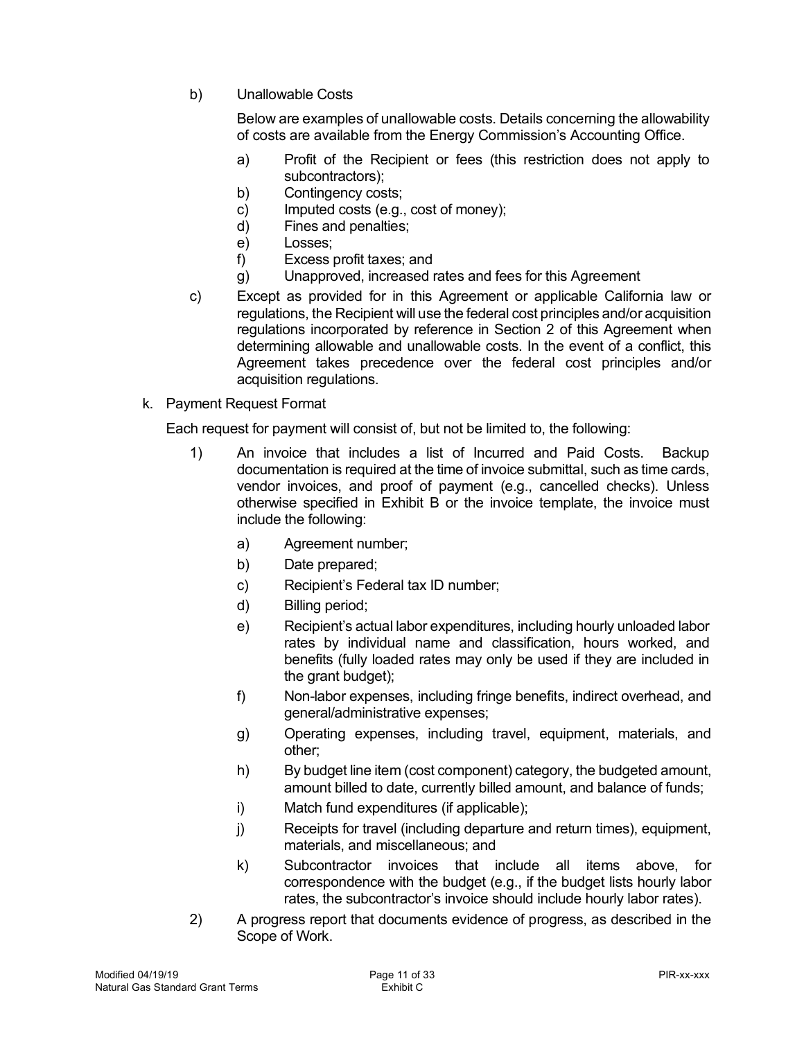b) Unallowable Costs

   Below are examples of unallowable costs. Details concerning the allowability of costs are available from the Energy Commission's Accounting Office.

   a) Profit of the Recipient or fees (this restriction does not apply to subcontractors);
   b) Contingency costs;
   c) Imputed costs (e.g., cost of money);
   d) Fines and penalties;
   e) Losses;
   f) Excess profit taxes; and
   g) Unapproved, increased rates and fees for this Agreement

c) Except as provided for in this Agreement or applicable California law or regulations, the Recipient will use the federal cost principles and/or acquisition regulations incorporated by reference in Section 2 of this Agreement when determining allowable and unallowable costs. In the event of a conflict, this Agreement takes precedence over the federal cost principles and/or acquisition regulations.

k. Payment Request Format

Each request for payment will consist of, but not be limited to, the following:

1) An invoice that includes a list of Incurred and Paid Costs. Backup documentation is required at the time of invoice submittal, such as time cards, vendor invoices, and proof of payment (e.g., cancelled checks). Unless otherwise specified in Exhibit B or the invoice template, the invoice must include the following:

   a) Agreement number;
   b) Date prepared;
   c) Recipient's Federal tax ID number;
   d) Billing period;
   e) Recipient's actual labor expenditures, including hourly unloaded labor rates by individual name and classification, hours worked, and benefits (fully loaded rates may only be used if they are included in the grant budget);
   f) Non-labor expenses, including fringe benefits, indirect overhead, and general/administrative expenses;
   g) Operating expenses, including travel, equipment, materials, and other;
   h) By budget line item (cost component) category, the budgeted amount, amount billed to date, currently billed amount, and balance of funds;
   i) Match fund expenditures (if applicable);
   j) Receipts for travel (including departure and return times), equipment, materials, and miscellaneous; and
   k) Subcontractor invoices that include all items above, for correspondence with the budget (e.g., if the budget lists hourly labor rates, the subcontractor's invoice should include hourly labor rates).

2) A progress report that documents evidence of progress, as described in the Scope of Work.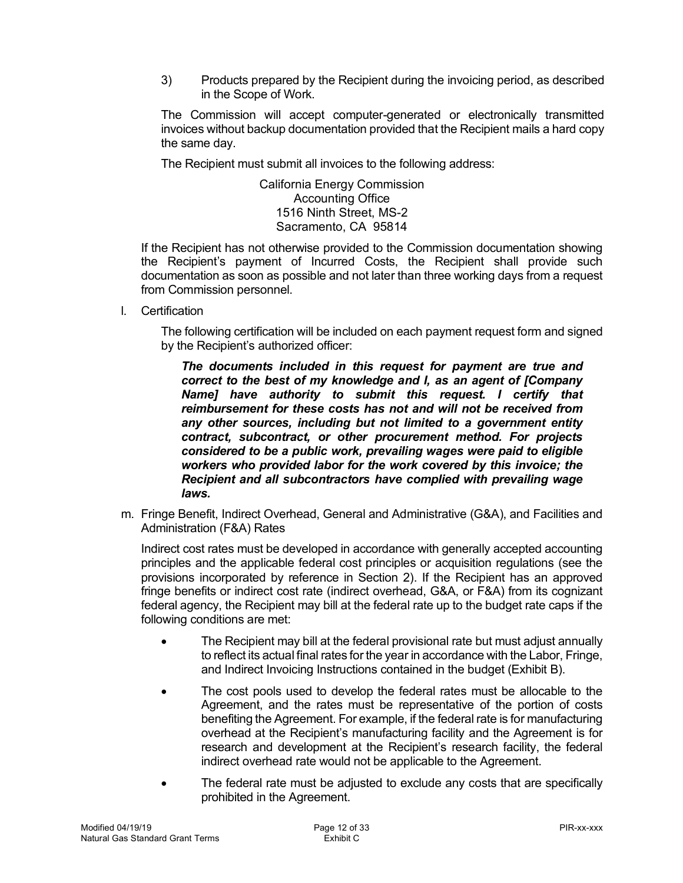3) Products prepared by the Recipient during the invoicing period, as described in the Scope of Work.

The Commission will accept computer-generated or electronically transmitted invoices without backup documentation provided that the Recipient mails a hard copy the same day.

The Recipient must submit all invoices to the following address:

California Energy Commission
Accounting Office
1516 Ninth Street, MS-2
Sacramento, CA 95814

If the Recipient has not otherwise provided to the Commission documentation showing the Recipient's payment of Incurred Costs, the Recipient shall provide such documentation as soon as possible and not later than three working days from a request from Commission personnel.

l. Certification

The following certification will be included on each payment request form and signed by the Recipient's authorized officer:

***The documents included in this request for payment are true and correct to the best of my knowledge and I, as an agent of [Company Name] have authority to submit this request. I certify that reimbursement for these costs has not and will not be received from any other sources, including but not limited to a government entity contract, subcontract, or other procurement method. For projects considered to be a public work, prevailing wages were paid to eligible workers who provided labor for the work covered by this invoice; the Recipient and all subcontractors have complied with prevailing wage laws.***

m. Fringe Benefit, Indirect Overhead, General and Administrative (G&A), and Facilities and Administration (F&A) Rates

Indirect cost rates must be developed in accordance with generally accepted accounting principles and the applicable federal cost principles or acquisition regulations (see the provisions incorporated by reference in Section 2). If the Recipient has an approved fringe benefits or indirect cost rate (indirect overhead, G&A, or F&A) from its cognizant federal agency, the Recipient may bill at the federal rate up to the budget rate caps if the following conditions are met:

- The Recipient may bill at the federal provisional rate but must adjust annually to reflect its actual final rates for the year in accordance with the Labor, Fringe, and Indirect Invoicing Instructions contained in the budget (Exhibit B).
- The cost pools used to develop the federal rates must be allocable to the Agreement, and the rates must be representative of the portion of costs benefiting the Agreement. For example, if the federal rate is for manufacturing overhead at the Recipient's manufacturing facility and the Agreement is for research and development at the Recipient's research facility, the federal indirect overhead rate would not be applicable to the Agreement.
- The federal rate must be adjusted to exclude any costs that are specifically prohibited in the Agreement.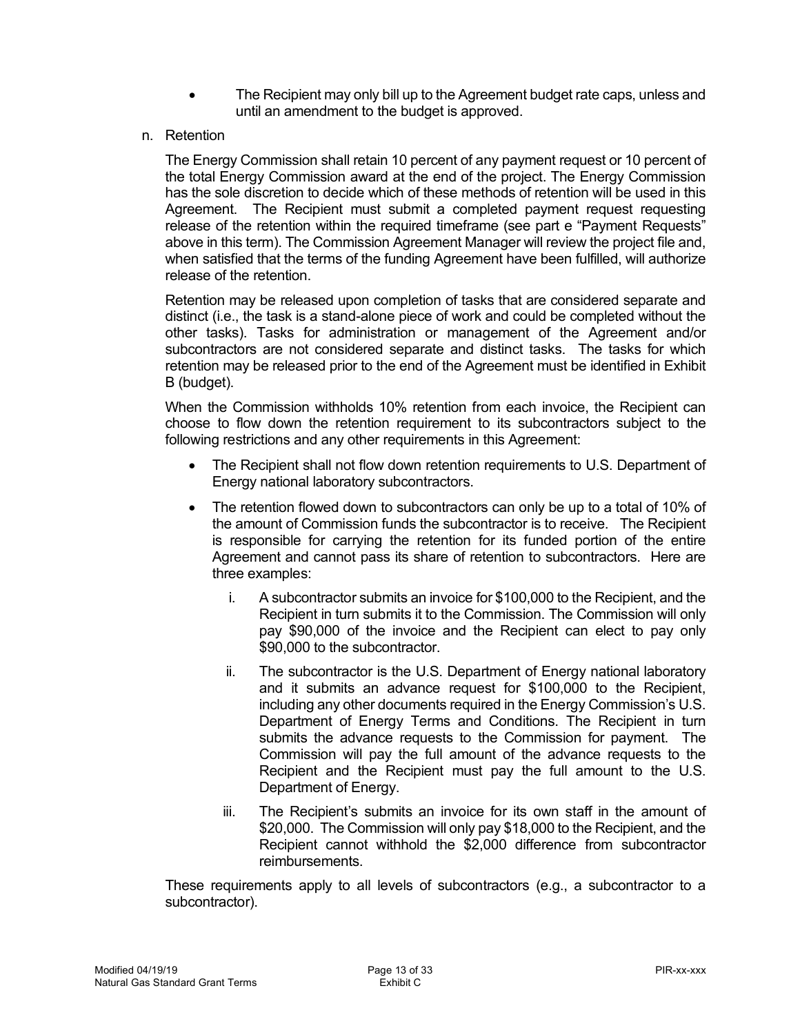- The Recipient may only bill up to the Agreement budget rate caps, unless and until an amendment to the budget is approved.

n. Retention

The Energy Commission shall retain 10 percent of any payment request or 10 percent of the total Energy Commission award at the end of the project. The Energy Commission has the sole discretion to decide which of these methods of retention will be used in this Agreement. The Recipient must submit a completed payment request requesting release of the retention within the required timeframe (see part e "Payment Requests" above in this term). The Commission Agreement Manager will review the project file and, when satisfied that the terms of the funding Agreement have been fulfilled, will authorize release of the retention.

Retention may be released upon completion of tasks that are considered separate and distinct (i.e., the task is a stand-alone piece of work and could be completed without the other tasks). Tasks for administration or management of the Agreement and/or subcontractors are not considered separate and distinct tasks. The tasks for which retention may be released prior to the end of the Agreement must be identified in Exhibit B (budget).

When the Commission withholds 10% retention from each invoice, the Recipient can choose to flow down the retention requirement to its subcontractors subject to the following restrictions and any other requirements in this Agreement:

- The Recipient shall not flow down retention requirements to U.S. Department of Energy national laboratory subcontractors.
- The retention flowed down to subcontractors can only be up to a total of 10% of the amount of Commission funds the subcontractor is to receive. The Recipient is responsible for carrying the retention for its funded portion of the entire Agreement and cannot pass its share of retention to subcontractors. Here are three examples:
  - i. A subcontractor submits an invoice for $100,000 to the Recipient, and the Recipient in turn submits it to the Commission. The Commission will only pay $90,000 of the invoice and the Recipient can elect to pay only $90,000 to the subcontractor.
  - ii. The subcontractor is the U.S. Department of Energy national laboratory and it submits an advance request for $100,000 to the Recipient, including any other documents required in the Energy Commission's U.S. Department of Energy Terms and Conditions. The Recipient in turn submits the advance requests to the Commission for payment. The Commission will pay the full amount of the advance requests to the Recipient and the Recipient must pay the full amount to the U.S. Department of Energy.
  - iii. The Recipient's submits an invoice for its own staff in the amount of $20,000. The Commission will only pay $18,000 to the Recipient, and the Recipient cannot withhold the $2,000 difference from subcontractor reimbursements.

These requirements apply to all levels of subcontractors (e.g., a subcontractor to a subcontractor).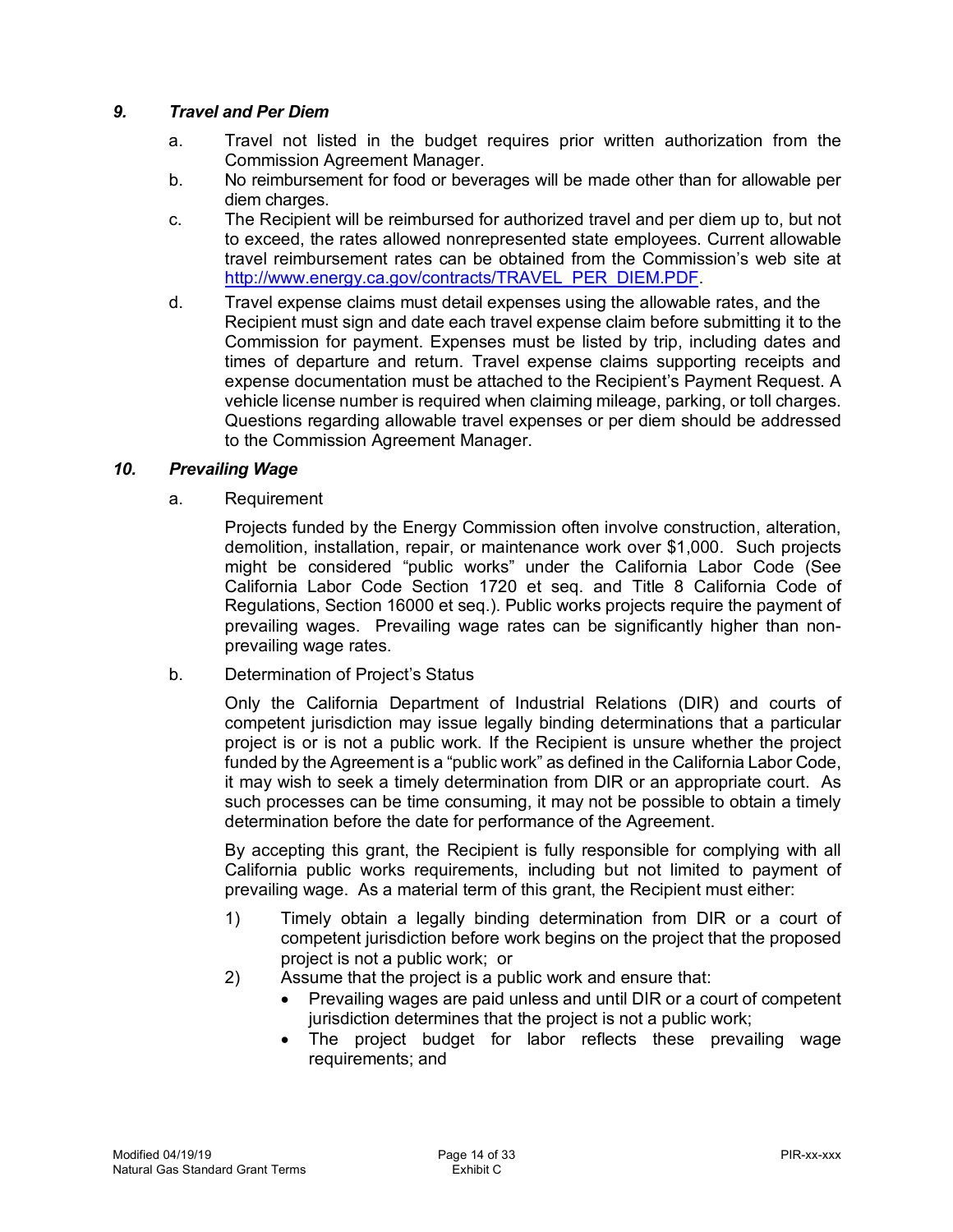### *9. Travel and Per Diem*

a. Travel not listed in the budget requires prior written authorization from the Commission Agreement Manager.

b. No reimbursement for food or beverages will be made other than for allowable per diem charges.

c. The Recipient will be reimbursed for authorized travel and per diem up to, but not to exceed, the rates allowed nonrepresented state employees. Current allowable travel reimbursement rates can be obtained from the Commission's web site at [http://www.energy.ca.gov/contracts/TRAVEL_PER_DIEM.PDF](http://www.energy.ca.gov/contracts/TRAVEL_PER_DIEM.PDF).

d. Travel expense claims must detail expenses using the allowable rates, and the Recipient must sign and date each travel expense claim before submitting it to the Commission for payment. Expenses must be listed by trip, including dates and times of departure and return. Travel expense claims supporting receipts and expense documentation must be attached to the Recipient's Payment Request. A vehicle license number is required when claiming mileage, parking, or toll charges. Questions regarding allowable travel expenses or per diem should be addressed to the Commission Agreement Manager.

### *10. Prevailing Wage*

a. Requirement

Projects funded by the Energy Commission often involve construction, alteration, demolition, installation, repair, or maintenance work over $1,000. Such projects might be considered "public works" under the California Labor Code (See California Labor Code Section 1720 et seq. and Title 8 California Code of Regulations, Section 16000 et seq.). Public works projects require the payment of prevailing wages. Prevailing wage rates can be significantly higher than non-prevailing wage rates.

b. Determination of Project's Status

Only the California Department of Industrial Relations (DIR) and courts of competent jurisdiction may issue legally binding determinations that a particular project is or is not a public work. If the Recipient is unsure whether the project funded by the Agreement is a "public work" as defined in the California Labor Code, it may wish to seek a timely determination from DIR or an appropriate court. As such processes can be time consuming, it may not be possible to obtain a timely determination before the date for performance of the Agreement.

By accepting this grant, the Recipient is fully responsible for complying with all California public works requirements, including but not limited to payment of prevailing wage. As a material term of this grant, the Recipient must either:

1) Timely obtain a legally binding determination from DIR or a court of competent jurisdiction before work begins on the project that the proposed project is not a public work; or
2) Assume that the project is a public work and ensure that:
   - Prevailing wages are paid unless and until DIR or a court of competent jurisdiction determines that the project is not a public work;
   - The project budget for labor reflects these prevailing wage requirements; and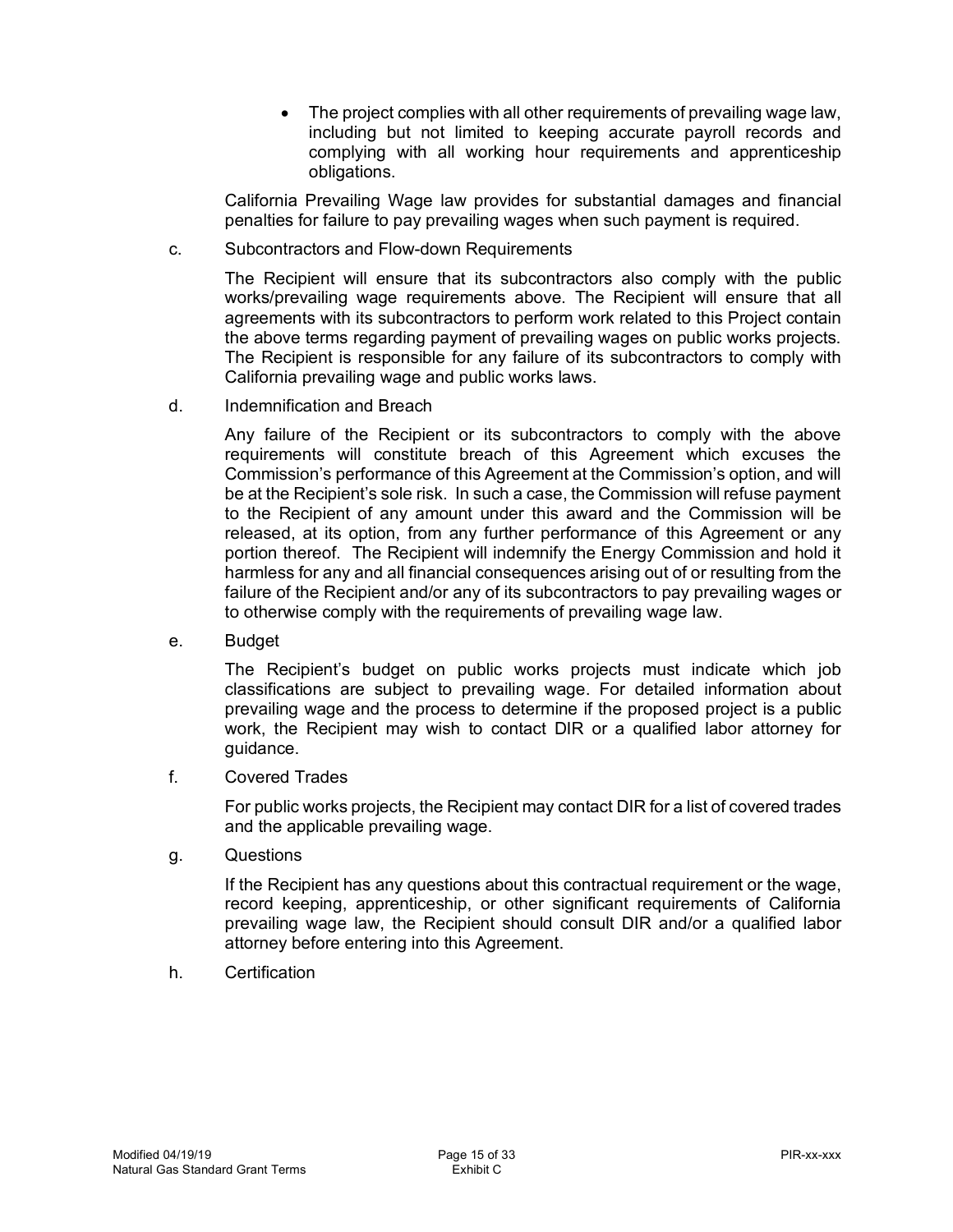- The project complies with all other requirements of prevailing wage law, including but not limited to keeping accurate payroll records and complying with all working hour requirements and apprenticeship obligations.

California Prevailing Wage law provides for substantial damages and financial penalties for failure to pay prevailing wages when such payment is required.

c. Subcontractors and Flow-down Requirements

The Recipient will ensure that its subcontractors also comply with the public works/prevailing wage requirements above. The Recipient will ensure that all agreements with its subcontractors to perform work related to this Project contain the above terms regarding payment of prevailing wages on public works projects. The Recipient is responsible for any failure of its subcontractors to comply with California prevailing wage and public works laws.

d. Indemnification and Breach

Any failure of the Recipient or its subcontractors to comply with the above requirements will constitute breach of this Agreement which excuses the Commission's performance of this Agreement at the Commission's option, and will be at the Recipient's sole risk. In such a case, the Commission will refuse payment to the Recipient of any amount under this award and the Commission will be released, at its option, from any further performance of this Agreement or any portion thereof. The Recipient will indemnify the Energy Commission and hold it harmless for any and all financial consequences arising out of or resulting from the failure of the Recipient and/or any of its subcontractors to pay prevailing wages or to otherwise comply with the requirements of prevailing wage law.

e. Budget

The Recipient's budget on public works projects must indicate which job classifications are subject to prevailing wage. For detailed information about prevailing wage and the process to determine if the proposed project is a public work, the Recipient may wish to contact DIR or a qualified labor attorney for guidance.

f. Covered Trades

For public works projects, the Recipient may contact DIR for a list of covered trades and the applicable prevailing wage.

g. Questions

If the Recipient has any questions about this contractual requirement or the wage, record keeping, apprenticeship, or other significant requirements of California prevailing wage law, the Recipient should consult DIR and/or a qualified labor attorney before entering into this Agreement.

h. Certification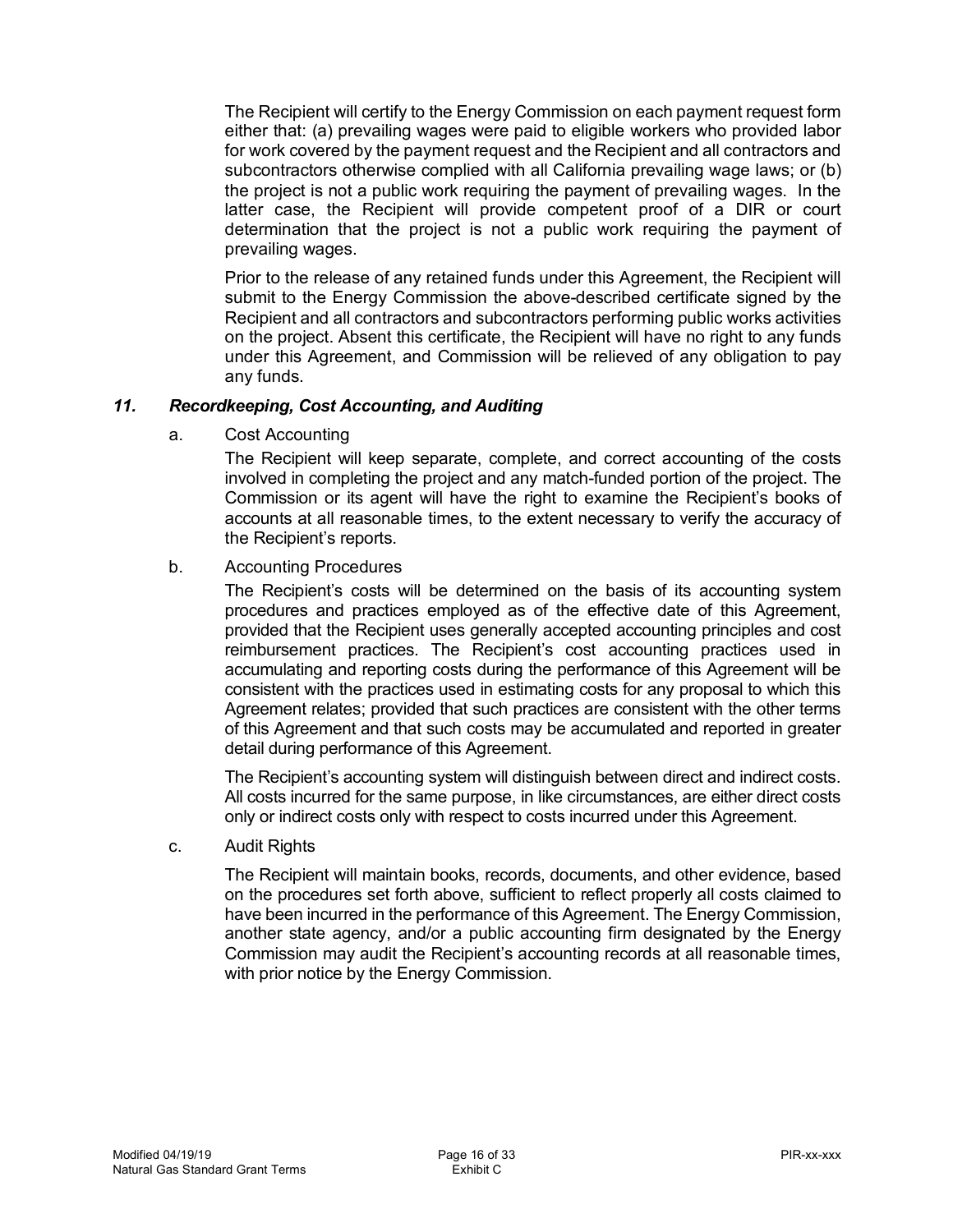The Recipient will certify to the Energy Commission on each payment request form either that: (a) prevailing wages were paid to eligible workers who provided labor for work covered by the payment request and the Recipient and all contractors and subcontractors otherwise complied with all California prevailing wage laws; or (b) the project is not a public work requiring the payment of prevailing wages. In the latter case, the Recipient will provide competent proof of a DIR or court determination that the project is not a public work requiring the payment of prevailing wages.

Prior to the release of any retained funds under this Agreement, the Recipient will submit to the Energy Commission the above-described certificate signed by the Recipient and all contractors and subcontractors performing public works activities on the project. Absent this certificate, the Recipient will have no right to any funds under this Agreement, and Commission will be relieved of any obligation to pay any funds.

### *11. Recordkeeping, Cost Accounting, and Auditing*

a. Cost Accounting

The Recipient will keep separate, complete, and correct accounting of the costs involved in completing the project and any match-funded portion of the project. The Commission or its agent will have the right to examine the Recipient's books of accounts at all reasonable times, to the extent necessary to verify the accuracy of the Recipient's reports.

b. Accounting Procedures

The Recipient's costs will be determined on the basis of its accounting system procedures and practices employed as of the effective date of this Agreement, provided that the Recipient uses generally accepted accounting principles and cost reimbursement practices. The Recipient's cost accounting practices used in accumulating and reporting costs during the performance of this Agreement will be consistent with the practices used in estimating costs for any proposal to which this Agreement relates; provided that such practices are consistent with the other terms of this Agreement and that such costs may be accumulated and reported in greater detail during performance of this Agreement.

The Recipient's accounting system will distinguish between direct and indirect costs. All costs incurred for the same purpose, in like circumstances, are either direct costs only or indirect costs only with respect to costs incurred under this Agreement.

c. Audit Rights

The Recipient will maintain books, records, documents, and other evidence, based on the procedures set forth above, sufficient to reflect properly all costs claimed to have been incurred in the performance of this Agreement. The Energy Commission, another state agency, and/or a public accounting firm designated by the Energy Commission may audit the Recipient's accounting records at all reasonable times, with prior notice by the Energy Commission.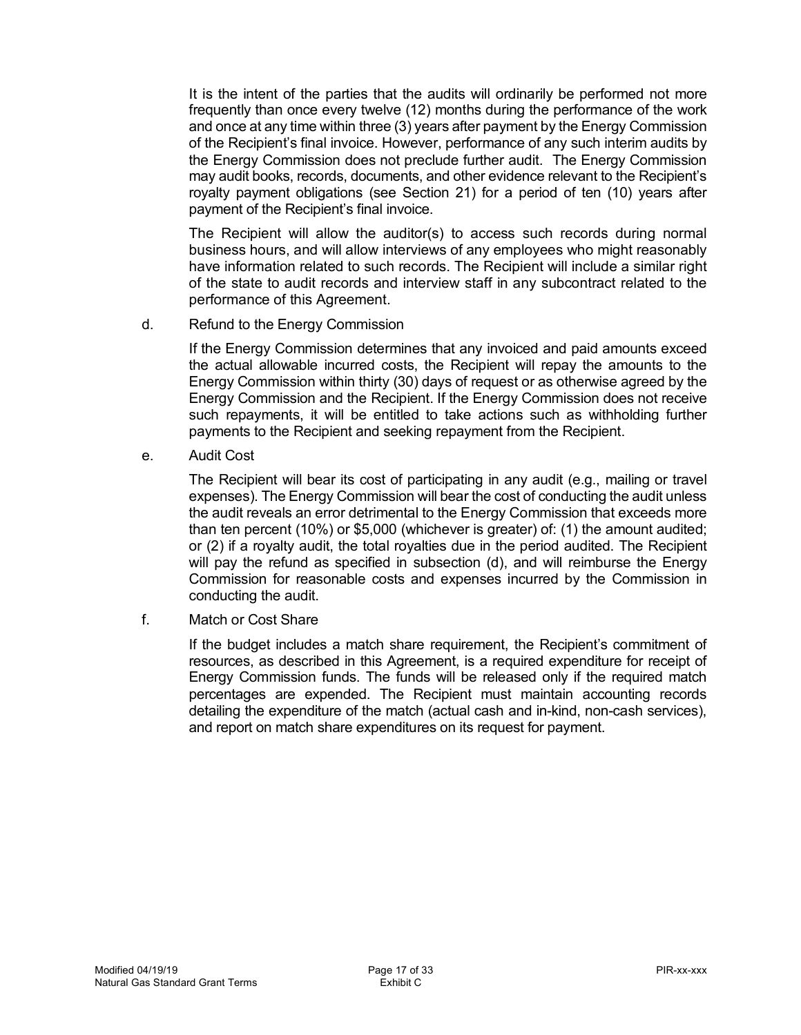It is the intent of the parties that the audits will ordinarily be performed not more frequently than once every twelve (12) months during the performance of the work and once at any time within three (3) years after payment by the Energy Commission of the Recipient's final invoice. However, performance of any such interim audits by the Energy Commission does not preclude further audit. The Energy Commission may audit books, records, documents, and other evidence relevant to the Recipient's royalty payment obligations (see Section 21) for a period of ten (10) years after payment of the Recipient's final invoice.

The Recipient will allow the auditor(s) to access such records during normal business hours, and will allow interviews of any employees who might reasonably have information related to such records. The Recipient will include a similar right of the state to audit records and interview staff in any subcontract related to the performance of this Agreement.

d. Refund to the Energy Commission

If the Energy Commission determines that any invoiced and paid amounts exceed the actual allowable incurred costs, the Recipient will repay the amounts to the Energy Commission within thirty (30) days of request or as otherwise agreed by the Energy Commission and the Recipient. If the Energy Commission does not receive such repayments, it will be entitled to take actions such as withholding further payments to the Recipient and seeking repayment from the Recipient.

e. Audit Cost

The Recipient will bear its cost of participating in any audit (e.g., mailing or travel expenses). The Energy Commission will bear the cost of conducting the audit unless the audit reveals an error detrimental to the Energy Commission that exceeds more than ten percent (10%) or $5,000 (whichever is greater) of: (1) the amount audited; or (2) if a royalty audit, the total royalties due in the period audited. The Recipient will pay the refund as specified in subsection (d), and will reimburse the Energy Commission for reasonable costs and expenses incurred by the Commission in conducting the audit.

f. Match or Cost Share

If the budget includes a match share requirement, the Recipient's commitment of resources, as described in this Agreement, is a required expenditure for receipt of Energy Commission funds. The funds will be released only if the required match percentages are expended. The Recipient must maintain accounting records detailing the expenditure of the match (actual cash and in-kind, non-cash services), and report on match share expenditures on its request for payment.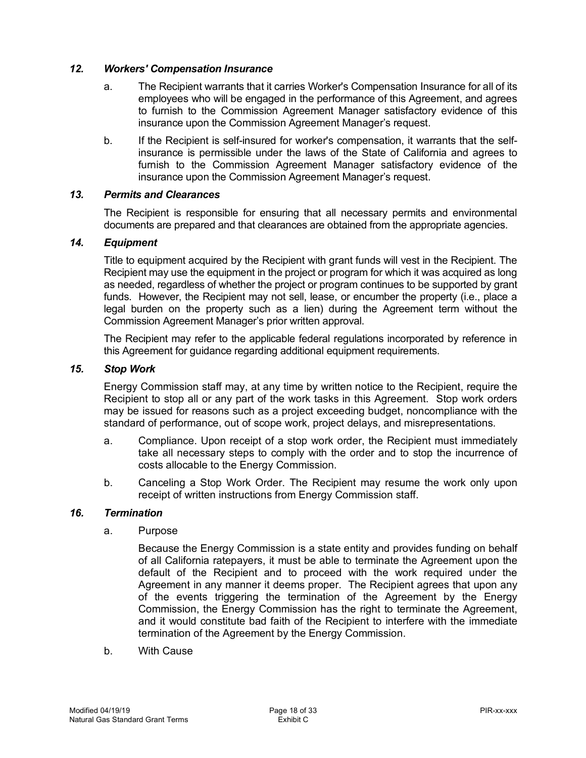### *12. Workers' Compensation Insurance*

a. The Recipient warrants that it carries Worker's Compensation Insurance for all of its employees who will be engaged in the performance of this Agreement, and agrees to furnish to the Commission Agreement Manager satisfactory evidence of this insurance upon the Commission Agreement Manager's request.

b. If the Recipient is self-insured for worker's compensation, it warrants that the self-insurance is permissible under the laws of the State of California and agrees to furnish to the Commission Agreement Manager satisfactory evidence of the insurance upon the Commission Agreement Manager's request.

### *13. Permits and Clearances*

The Recipient is responsible for ensuring that all necessary permits and environmental documents are prepared and that clearances are obtained from the appropriate agencies.

### *14. Equipment*

Title to equipment acquired by the Recipient with grant funds will vest in the Recipient. The Recipient may use the equipment in the project or program for which it was acquired as long as needed, regardless of whether the project or program continues to be supported by grant funds. However, the Recipient may not sell, lease, or encumber the property (i.e., place a legal burden on the property such as a lien) during the Agreement term without the Commission Agreement Manager's prior written approval.

The Recipient may refer to the applicable federal regulations incorporated by reference in this Agreement for guidance regarding additional equipment requirements.

### *15. Stop Work*

Energy Commission staff may, at any time by written notice to the Recipient, require the Recipient to stop all or any part of the work tasks in this Agreement. Stop work orders may be issued for reasons such as a project exceeding budget, noncompliance with the standard of performance, out of scope work, project delays, and misrepresentations.

a. Compliance. Upon receipt of a stop work order, the Recipient must immediately take all necessary steps to comply with the order and to stop the incurrence of costs allocable to the Energy Commission.

b. Canceling a Stop Work Order. The Recipient may resume the work only upon receipt of written instructions from Energy Commission staff.

### *16. Termination*

a. Purpose

Because the Energy Commission is a state entity and provides funding on behalf of all California ratepayers, it must be able to terminate the Agreement upon the default of the Recipient and to proceed with the work required under the Agreement in any manner it deems proper. The Recipient agrees that upon any of the events triggering the termination of the Agreement by the Energy Commission, the Energy Commission has the right to terminate the Agreement, and it would constitute bad faith of the Recipient to interfere with the immediate termination of the Agreement by the Energy Commission.

b. With Cause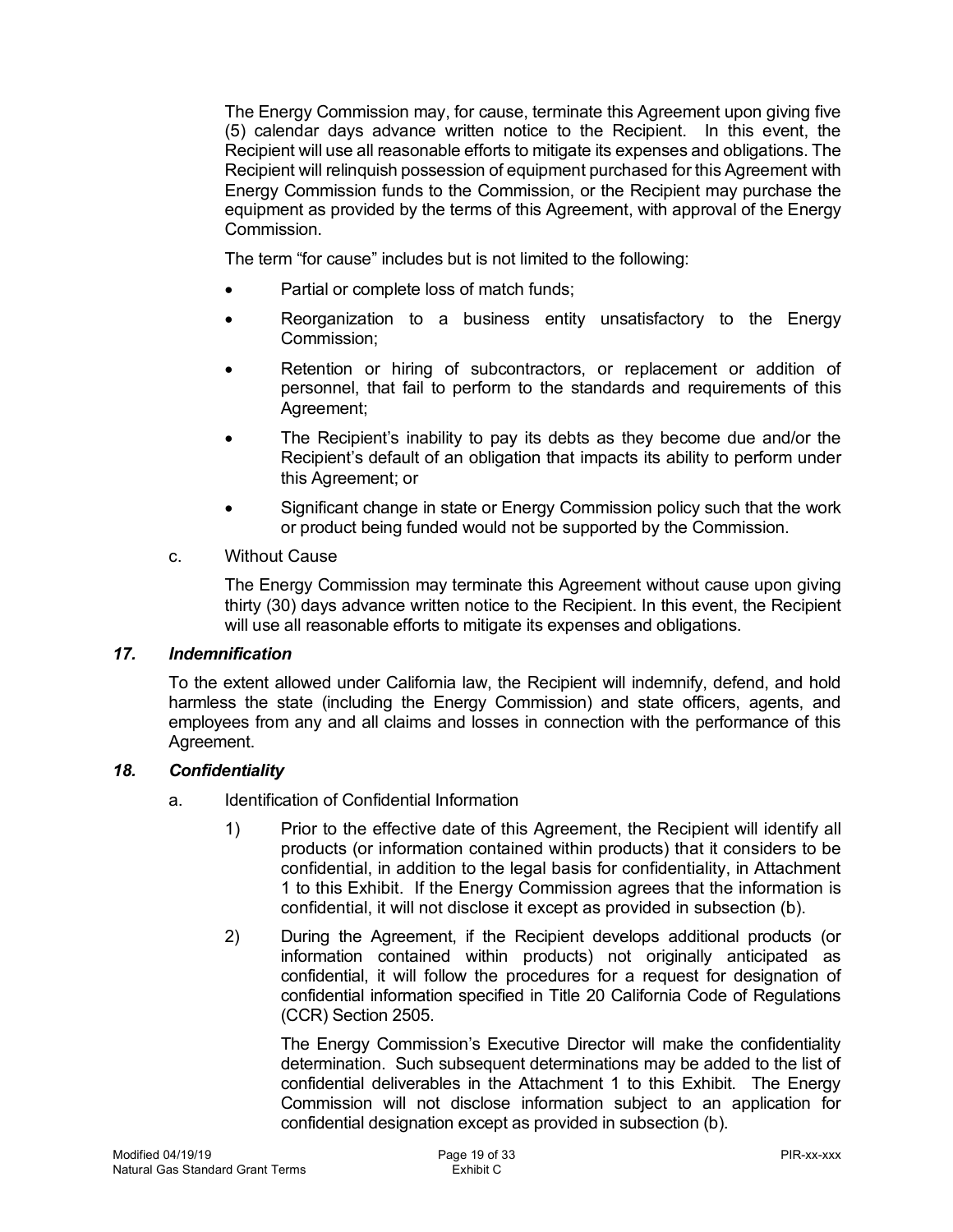The Energy Commission may, for cause, terminate this Agreement upon giving five (5) calendar days advance written notice to the Recipient. In this event, the Recipient will use all reasonable efforts to mitigate its expenses and obligations. The Recipient will relinquish possession of equipment purchased for this Agreement with Energy Commission funds to the Commission, or the Recipient may purchase the equipment as provided by the terms of this Agreement, with approval of the Energy Commission.

The term "for cause" includes but is not limited to the following:

- Partial or complete loss of match funds;
- Reorganization to a business entity unsatisfactory to the Energy Commission;
- Retention or hiring of subcontractors, or replacement or addition of personnel, that fail to perform to the standards and requirements of this Agreement;
- The Recipient's inability to pay its debts as they become due and/or the Recipient's default of an obligation that impacts its ability to perform under this Agreement; or
- Significant change in state or Energy Commission policy such that the work or product being funded would not be supported by the Commission.

c. Without Cause

The Energy Commission may terminate this Agreement without cause upon giving thirty (30) days advance written notice to the Recipient. In this event, the Recipient will use all reasonable efforts to mitigate its expenses and obligations.

### *17. Indemnification*

To the extent allowed under California law, the Recipient will indemnify, defend, and hold harmless the state (including the Energy Commission) and state officers, agents, and employees from any and all claims and losses in connection with the performance of this Agreement.

### *18. Confidentiality*

a. Identification of Confidential Information

1) Prior to the effective date of this Agreement, the Recipient will identify all products (or information contained within products) that it considers to be confidential, in addition to the legal basis for confidentiality, in Attachment 1 to this Exhibit. If the Energy Commission agrees that the information is confidential, it will not disclose it except as provided in subsection (b).

2) During the Agreement, if the Recipient develops additional products (or information contained within products) not originally anticipated as confidential, it will follow the procedures for a request for designation of confidential information specified in Title 20 California Code of Regulations (CCR) Section 2505.

   The Energy Commission's Executive Director will make the confidentiality determination. Such subsequent determinations may be added to the list of confidential deliverables in the Attachment 1 to this Exhibit. The Energy Commission will not disclose information subject to an application for confidential designation except as provided in subsection (b).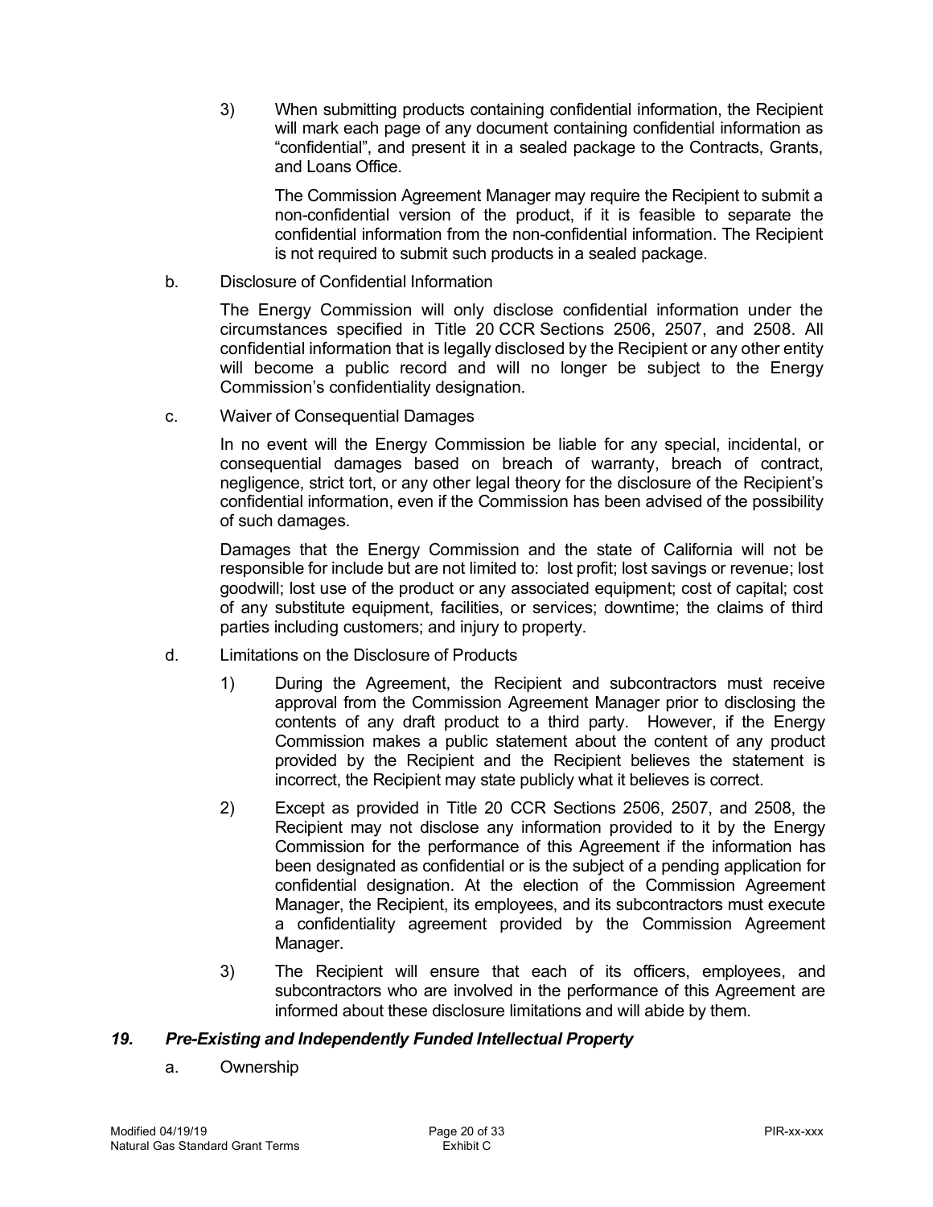3) When submitting products containing confidential information, the Recipient will mark each page of any document containing confidential information as "confidential", and present it in a sealed package to the Contracts, Grants, and Loans Office.

   The Commission Agreement Manager may require the Recipient to submit a non-confidential version of the product, if it is feasible to separate the confidential information from the non-confidential information. The Recipient is not required to submit such products in a sealed package.

b. Disclosure of Confidential Information

   The Energy Commission will only disclose confidential information under the circumstances specified in Title 20 CCR Sections 2506, 2507, and 2508. All confidential information that is legally disclosed by the Recipient or any other entity will become a public record and will no longer be subject to the Energy Commission's confidentiality designation.

c. Waiver of Consequential Damages

   In no event will the Energy Commission be liable for any special, incidental, or consequential damages based on breach of warranty, breach of contract, negligence, strict tort, or any other legal theory for the disclosure of the Recipient's confidential information, even if the Commission has been advised of the possibility of such damages.

   Damages that the Energy Commission and the state of California will not be responsible for include but are not limited to: lost profit; lost savings or revenue; lost goodwill; lost use of the product or any associated equipment; cost of capital; cost of any substitute equipment, facilities, or services; downtime; the claims of third parties including customers; and injury to property.

d. Limitations on the Disclosure of Products

   1) During the Agreement, the Recipient and subcontractors must receive approval from the Commission Agreement Manager prior to disclosing the contents of any draft product to a third party. However, if the Energy Commission makes a public statement about the content of any product provided by the Recipient and the Recipient believes the statement is incorrect, the Recipient may state publicly what it believes is correct.

   2) Except as provided in Title 20 CCR Sections 2506, 2507, and 2508, the Recipient may not disclose any information provided to it by the Energy Commission for the performance of this Agreement if the information has been designated as confidential or is the subject of a pending application for confidential designation. At the election of the Commission Agreement Manager, the Recipient, its employees, and its subcontractors must execute a confidentiality agreement provided by the Commission Agreement Manager.

   3) The Recipient will ensure that each of its officers, employees, and subcontractors who are involved in the performance of this Agreement are informed about these disclosure limitations and will abide by them.

### *19. Pre-Existing and Independently Funded Intellectual Property*

a. Ownership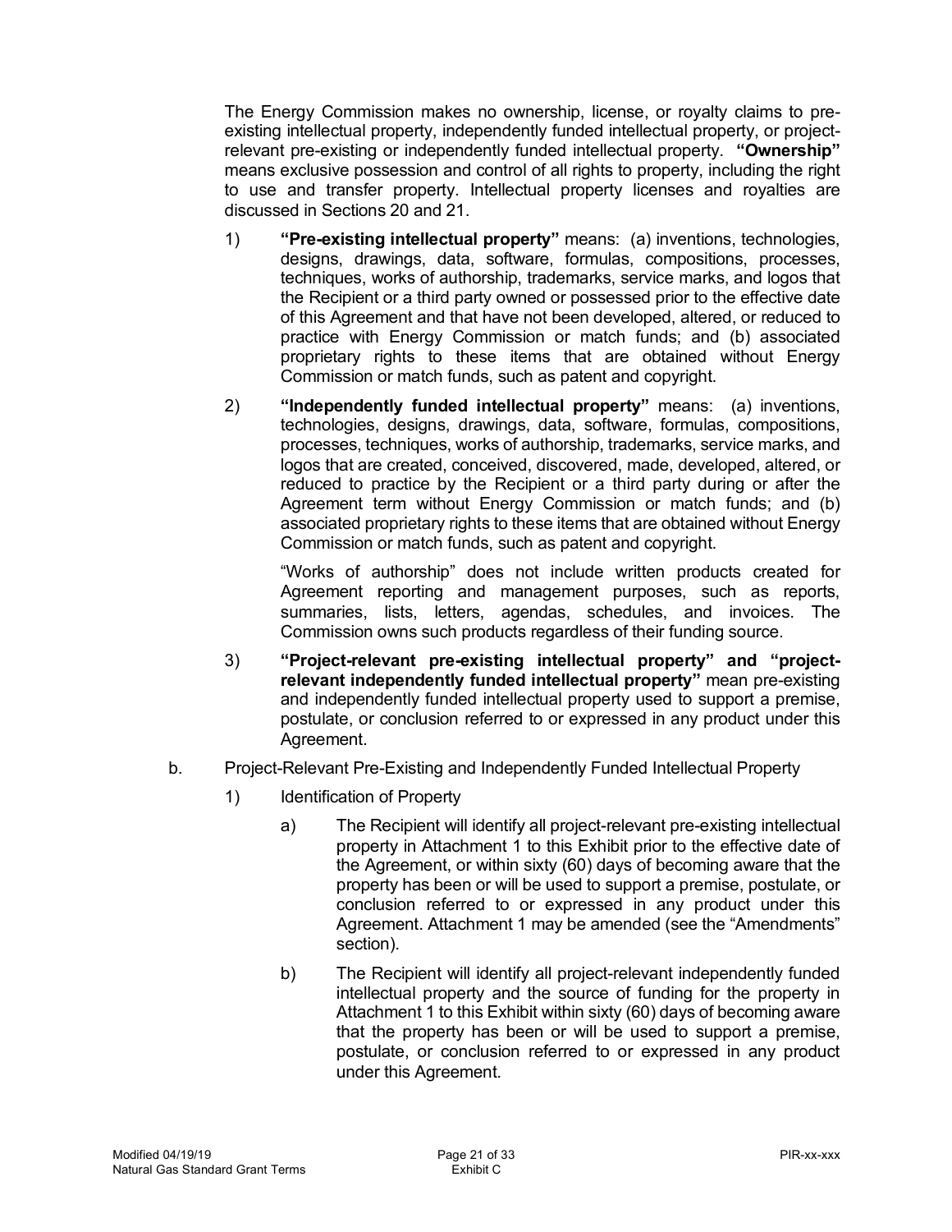The Energy Commission makes no ownership, license, or royalty claims to pre-existing intellectual property, independently funded intellectual property, or project-relevant pre-existing or independently funded intellectual property. **"Ownership"** means exclusive possession and control of all rights to property, including the right to use and transfer property. Intellectual property licenses and royalties are discussed in Sections 20 and 21.

1) **"Pre-existing intellectual property"** means: (a) inventions, technologies, designs, drawings, data, software, formulas, compositions, processes, techniques, works of authorship, trademarks, service marks, and logos that the Recipient or a third party owned or possessed prior to the effective date of this Agreement and that have not been developed, altered, or reduced to practice with Energy Commission or match funds; and (b) associated proprietary rights to these items that are obtained without Energy Commission or match funds, such as patent and copyright.

2) **"Independently funded intellectual property"** means: (a) inventions, technologies, designs, drawings, data, software, formulas, compositions, processes, techniques, works of authorship, trademarks, service marks, and logos that are created, conceived, discovered, made, developed, altered, or reduced to practice by the Recipient or a third party during or after the Agreement term without Energy Commission or match funds; and (b) associated proprietary rights to these items that are obtained without Energy Commission or match funds, such as patent and copyright.

   "Works of authorship" does not include written products created for Agreement reporting and management purposes, such as reports, summaries, lists, letters, agendas, schedules, and invoices. The Commission owns such products regardless of their funding source.

3) **"Project-relevant pre-existing intellectual property" and "project-relevant independently funded intellectual property"** mean pre-existing and independently funded intellectual property used to support a premise, postulate, or conclusion referred to or expressed in any product under this Agreement.

b. Project-Relevant Pre-Existing and Independently Funded Intellectual Property

1) Identification of Property

   a) The Recipient will identify all project-relevant pre-existing intellectual property in Attachment 1 to this Exhibit prior to the effective date of the Agreement, or within sixty (60) days of becoming aware that the property has been or will be used to support a premise, postulate, or conclusion referred to or expressed in any product under this Agreement. Attachment 1 may be amended (see the "Amendments" section).

   b) The Recipient will identify all project-relevant independently funded intellectual property and the source of funding for the property in Attachment 1 to this Exhibit within sixty (60) days of becoming aware that the property has been or will be used to support a premise, postulate, or conclusion referred to or expressed in any product under this Agreement.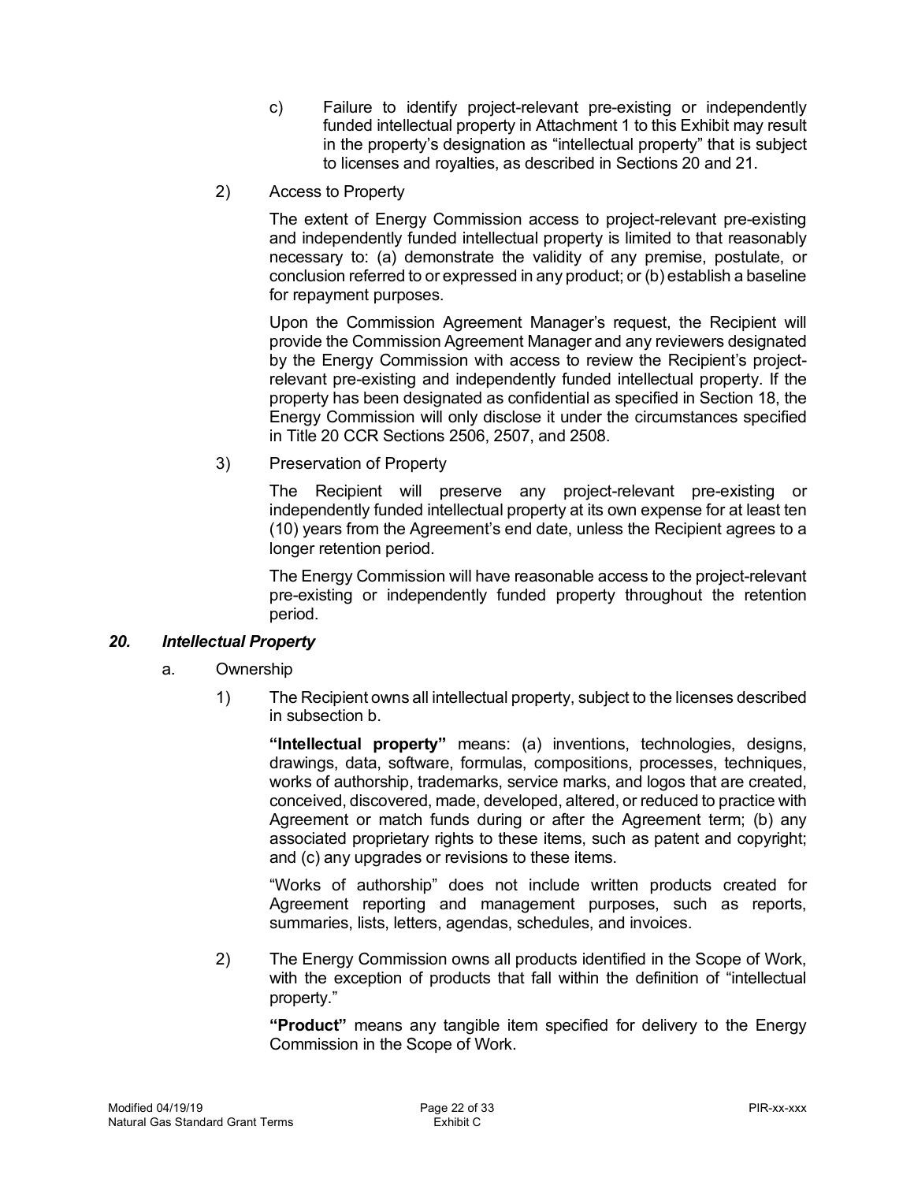c) Failure to identify project-relevant pre-existing or independently funded intellectual property in Attachment 1 to this Exhibit may result in the property's designation as "intellectual property" that is subject to licenses and royalties, as described in Sections 20 and 21.

2) Access to Property

The extent of Energy Commission access to project-relevant pre-existing and independently funded intellectual property is limited to that reasonably necessary to: (a) demonstrate the validity of any premise, postulate, or conclusion referred to or expressed in any product; or (b) establish a baseline for repayment purposes.

Upon the Commission Agreement Manager's request, the Recipient will provide the Commission Agreement Manager and any reviewers designated by the Energy Commission with access to review the Recipient's project-relevant pre-existing and independently funded intellectual property. If the property has been designated as confidential as specified in Section 18, the Energy Commission will only disclose it under the circumstances specified in Title 20 CCR Sections 2506, 2507, and 2508.

3) Preservation of Property

The Recipient will preserve any project-relevant pre-existing or independently funded intellectual property at its own expense for at least ten (10) years from the Agreement's end date, unless the Recipient agrees to a longer retention period.

The Energy Commission will have reasonable access to the project-relevant pre-existing or independently funded property throughout the retention period.

### *20. Intellectual Property*

a. Ownership

1) The Recipient owns all intellectual property, subject to the licenses described in subsection b.

**"Intellectual property"** means: (a) inventions, technologies, designs, drawings, data, software, formulas, compositions, processes, techniques, works of authorship, trademarks, service marks, and logos that are created, conceived, discovered, made, developed, altered, or reduced to practice with Agreement or match funds during or after the Agreement term; (b) any associated proprietary rights to these items, such as patent and copyright; and (c) any upgrades or revisions to these items.

"Works of authorship" does not include written products created for Agreement reporting and management purposes, such as reports, summaries, lists, letters, agendas, schedules, and invoices.

2) The Energy Commission owns all products identified in the Scope of Work, with the exception of products that fall within the definition of "intellectual property."

**"Product"** means any tangible item specified for delivery to the Energy Commission in the Scope of Work.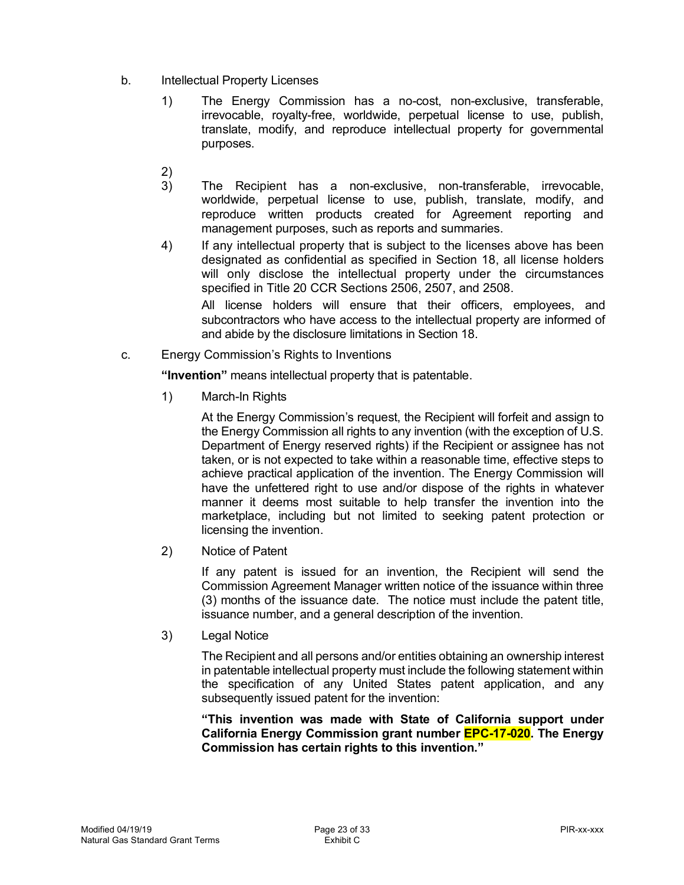b. Intellectual Property Licenses

1) The Energy Commission has a no-cost, non-exclusive, transferable, irrevocable, royalty-free, worldwide, perpetual license to use, publish, translate, modify, and reproduce intellectual property for governmental purposes.

2)

3) The Recipient has a non-exclusive, non-transferable, irrevocable, worldwide, perpetual license to use, publish, translate, modify, and reproduce written products created for Agreement reporting and management purposes, such as reports and summaries.

4) If any intellectual property that is subject to the licenses above has been designated as confidential as specified in Section 18, all license holders will only disclose the intellectual property under the circumstances specified in Title 20 CCR Sections 2506, 2507, and 2508.

   All license holders will ensure that their officers, employees, and subcontractors who have access to the intellectual property are informed of and abide by the disclosure limitations in Section 18.

c. Energy Commission's Rights to Inventions

**"Invention"** means intellectual property that is patentable.

1) March-In Rights

   At the Energy Commission's request, the Recipient will forfeit and assign to the Energy Commission all rights to any invention (with the exception of U.S. Department of Energy reserved rights) if the Recipient or assignee has not taken, or is not expected to take within a reasonable time, effective steps to achieve practical application of the invention. The Energy Commission will have the unfettered right to use and/or dispose of the rights in whatever manner it deems most suitable to help transfer the invention into the marketplace, including but not limited to seeking patent protection or licensing the invention.

2) Notice of Patent

   If any patent is issued for an invention, the Recipient will send the Commission Agreement Manager written notice of the issuance within three (3) months of the issuance date. The notice must include the patent title, issuance number, and a general description of the invention.

3) Legal Notice

   The Recipient and all persons and/or entities obtaining an ownership interest in patentable intellectual property must include the following statement within the specification of any United States patent application, and any subsequently issued patent for the invention:

   **"This invention was made with State of California support under California Energy Commission grant number EPC-17-020. The Energy Commission has certain rights to this invention."**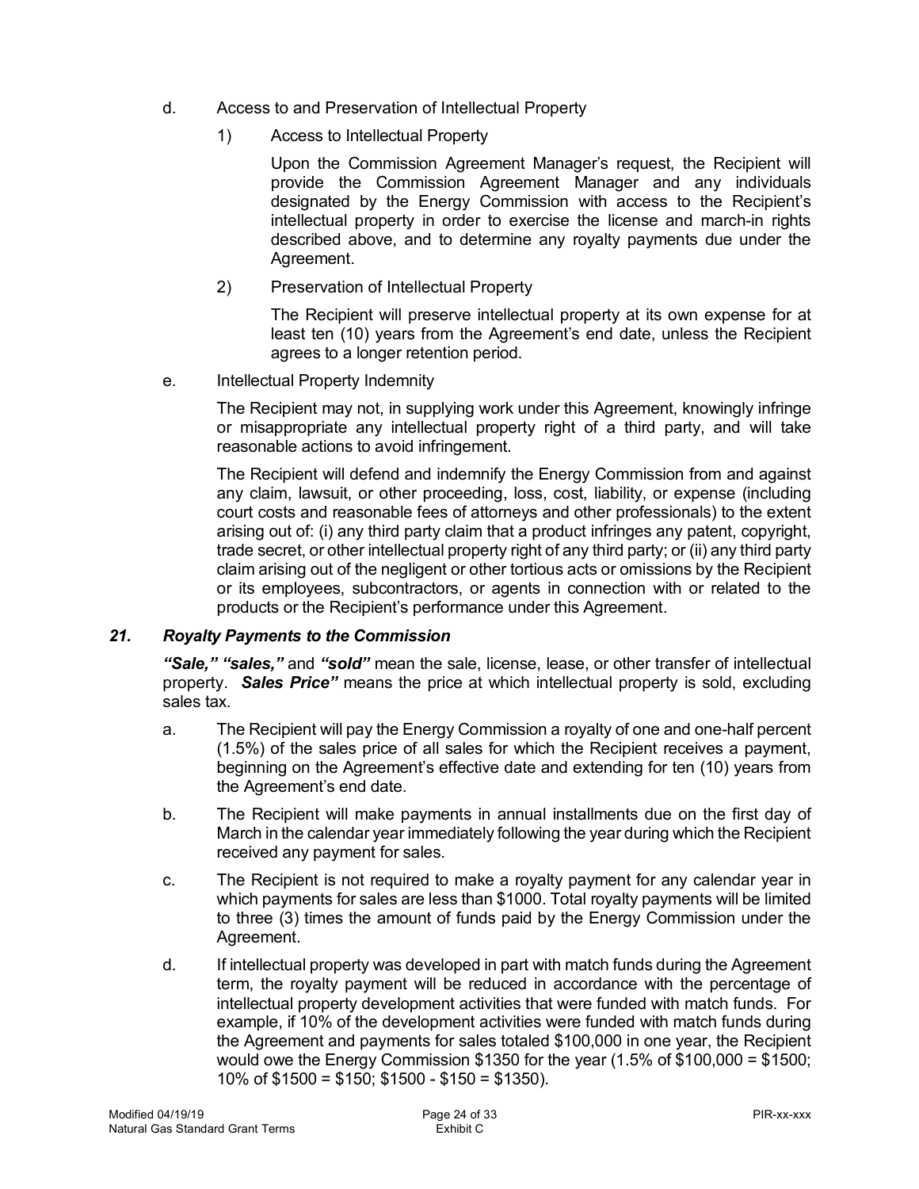d. Access to and Preservation of Intellectual Property

1) Access to Intellectual Property

Upon the Commission Agreement Manager's request, the Recipient will provide the Commission Agreement Manager and any individuals designated by the Energy Commission with access to the Recipient's intellectual property in order to exercise the license and march-in rights described above, and to determine any royalty payments due under the Agreement.

2) Preservation of Intellectual Property

The Recipient will preserve intellectual property at its own expense for at least ten (10) years from the Agreement's end date, unless the Recipient agrees to a longer retention period.

e. Intellectual Property Indemnity

The Recipient may not, in supplying work under this Agreement, knowingly infringe or misappropriate any intellectual property right of a third party, and will take reasonable actions to avoid infringement.

The Recipient will defend and indemnify the Energy Commission from and against any claim, lawsuit, or other proceeding, loss, cost, liability, or expense (including court costs and reasonable fees of attorneys and other professionals) to the extent arising out of: (i) any third party claim that a product infringes any patent, copyright, trade secret, or other intellectual property right of any third party; or (ii) any third party claim arising out of the negligent or other tortious acts or omissions by the Recipient or its employees, subcontractors, or agents in connection with or related to the products or the Recipient's performance under this Agreement.

### *21. Royalty Payments to the Commission*

***"Sale," "sales,"*** and ***"sold"*** mean the sale, license, lease, or other transfer of intellectual property. ***Sales Price"*** means the price at which intellectual property is sold, excluding sales tax.

a. The Recipient will pay the Energy Commission a royalty of one and one-half percent (1.5%) of the sales price of all sales for which the Recipient receives a payment, beginning on the Agreement's effective date and extending for ten (10) years from the Agreement's end date.

b. The Recipient will make payments in annual installments due on the first day of March in the calendar year immediately following the year during which the Recipient received any payment for sales.

c. The Recipient is not required to make a royalty payment for any calendar year in which payments for sales are less than $1000. Total royalty payments will be limited to three (3) times the amount of funds paid by the Energy Commission under the Agreement.

d. If intellectual property was developed in part with match funds during the Agreement term, the royalty payment will be reduced in accordance with the percentage of intellectual property development activities that were funded with match funds. For example, if 10% of the development activities were funded with match funds during the Agreement and payments for sales totaled $100,000 in one year, the Recipient would owe the Energy Commission $1350 for the year (1.5% of $100,000 = $1500; 10% of $1500 = $150; $1500 - $150 = $1350).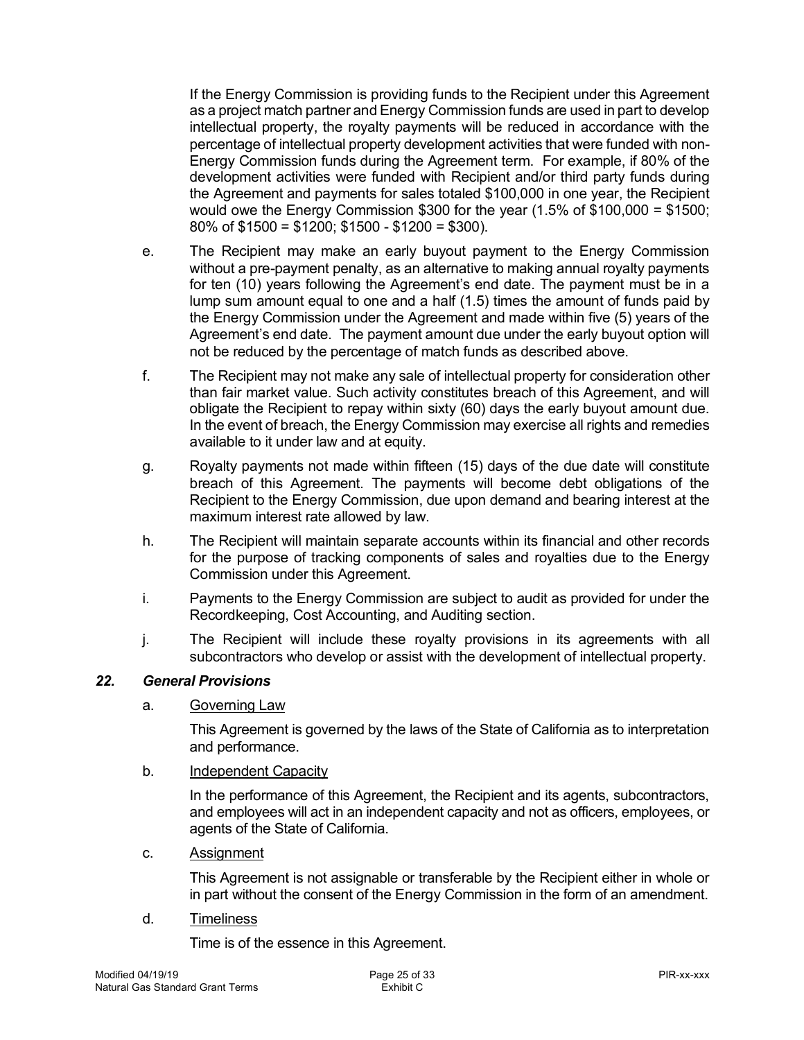If the Energy Commission is providing funds to the Recipient under this Agreement as a project match partner and Energy Commission funds are used in part to develop intellectual property, the royalty payments will be reduced in accordance with the percentage of intellectual property development activities that were funded with non-Energy Commission funds during the Agreement term. For example, if 80% of the development activities were funded with Recipient and/or third party funds during the Agreement and payments for sales totaled $100,000 in one year, the Recipient would owe the Energy Commission $300 for the year (1.5% of $100,000 = $1500; 80% of $1500 = $1200; $1500 - $1200 = $300).

e. The Recipient may make an early buyout payment to the Energy Commission without a pre-payment penalty, as an alternative to making annual royalty payments for ten (10) years following the Agreement's end date. The payment must be in a lump sum amount equal to one and a half (1.5) times the amount of funds paid by the Energy Commission under the Agreement and made within five (5) years of the Agreement's end date. The payment amount due under the early buyout option will not be reduced by the percentage of match funds as described above.

f. The Recipient may not make any sale of intellectual property for consideration other than fair market value. Such activity constitutes breach of this Agreement, and will obligate the Recipient to repay within sixty (60) days the early buyout amount due. In the event of breach, the Energy Commission may exercise all rights and remedies available to it under law and at equity.

g. Royalty payments not made within fifteen (15) days of the due date will constitute breach of this Agreement. The payments will become debt obligations of the Recipient to the Energy Commission, due upon demand and bearing interest at the maximum interest rate allowed by law.

h. The Recipient will maintain separate accounts within its financial and other records for the purpose of tracking components of sales and royalties due to the Energy Commission under this Agreement.

i. Payments to the Energy Commission are subject to audit as provided for under the Recordkeeping, Cost Accounting, and Auditing section.

j. The Recipient will include these royalty provisions in its agreements with all subcontractors who develop or assist with the development of intellectual property.

### *22. General Provisions*

a. <u>Governing Law</u>

This Agreement is governed by the laws of the State of California as to interpretation and performance.

b. <u>Independent Capacity</u>

In the performance of this Agreement, the Recipient and its agents, subcontractors, and employees will act in an independent capacity and not as officers, employees, or agents of the State of California.

c. <u>Assignment</u>

This Agreement is not assignable or transferable by the Recipient either in whole or in part without the consent of the Energy Commission in the form of an amendment.

d. <u>Timeliness</u>

Time is of the essence in this Agreement.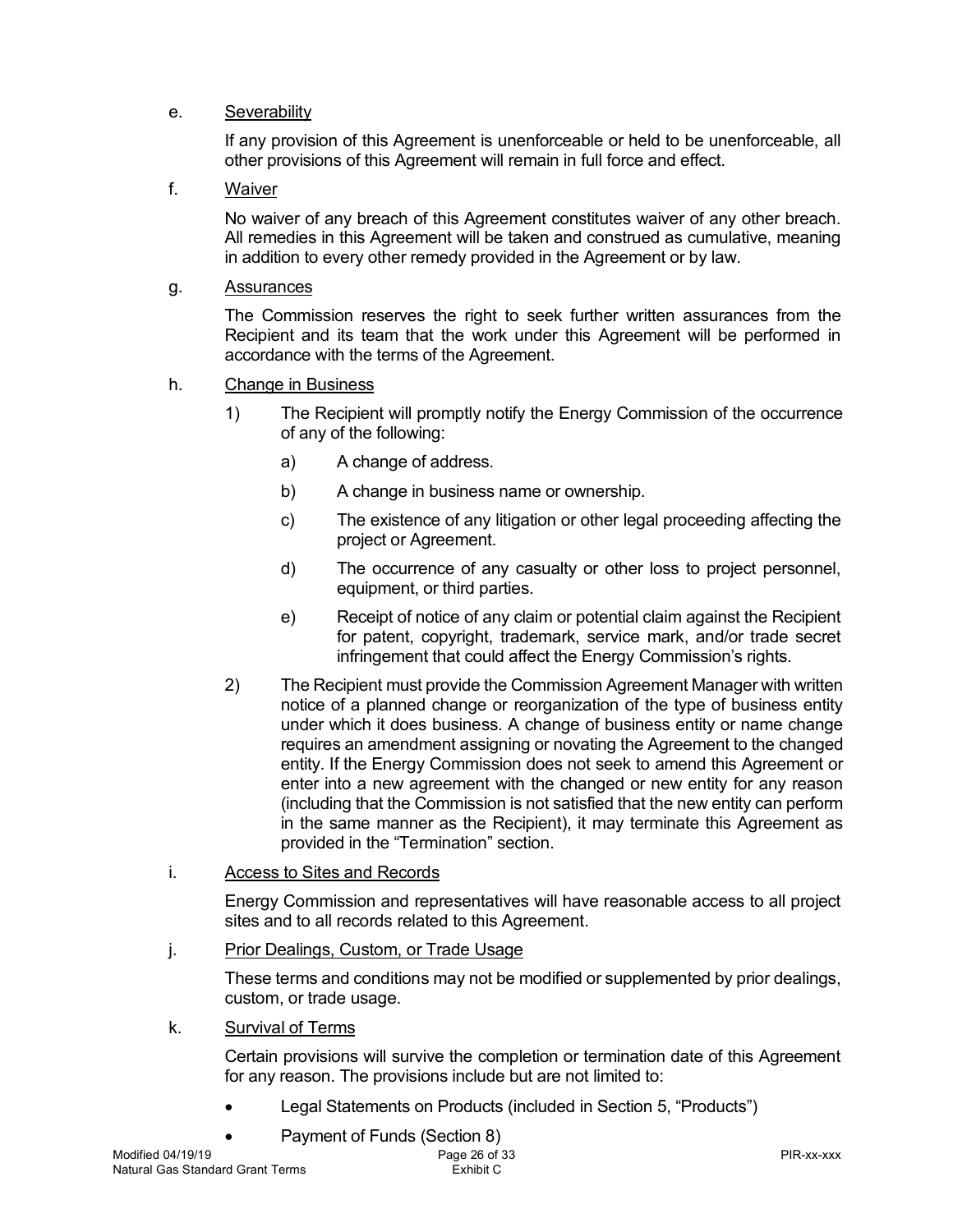e. <u>Severability</u>

If any provision of this Agreement is unenforceable or held to be unenforceable, all other provisions of this Agreement will remain in full force and effect.

f. <u>Waiver</u>

No waiver of any breach of this Agreement constitutes waiver of any other breach. All remedies in this Agreement will be taken and construed as cumulative, meaning in addition to every other remedy provided in the Agreement or by law.

g. <u>Assurances</u>

The Commission reserves the right to seek further written assurances from the Recipient and its team that the work under this Agreement will be performed in accordance with the terms of the Agreement.

h. <u>Change in Business</u>

1) The Recipient will promptly notify the Energy Commission of the occurrence of any of the following:

    a) A change of address.

    b) A change in business name or ownership.

    c) The existence of any litigation or other legal proceeding affecting the project or Agreement.

    d) The occurrence of any casualty or other loss to project personnel, equipment, or third parties.

    e) Receipt of notice of any claim or potential claim against the Recipient for patent, copyright, trademark, service mark, and/or trade secret infringement that could affect the Energy Commission's rights.

2) The Recipient must provide the Commission Agreement Manager with written notice of a planned change or reorganization of the type of business entity under which it does business. A change of business entity or name change requires an amendment assigning or novating the Agreement to the changed entity. If the Energy Commission does not seek to amend this Agreement or enter into a new agreement with the changed or new entity for any reason (including that the Commission is not satisfied that the new entity can perform in the same manner as the Recipient), it may terminate this Agreement as provided in the "Termination" section.

i. <u>Access to Sites and Records</u>

Energy Commission and representatives will have reasonable access to all project sites and to all records related to this Agreement.

j. <u>Prior Dealings, Custom, or Trade Usage</u>

These terms and conditions may not be modified or supplemented by prior dealings, custom, or trade usage.

k. <u>Survival of Terms</u>

Certain provisions will survive the completion or termination date of this Agreement for any reason. The provisions include but are not limited to:

- Legal Statements on Products (included in Section 5, "Products")
- Payment of Funds (Section 8)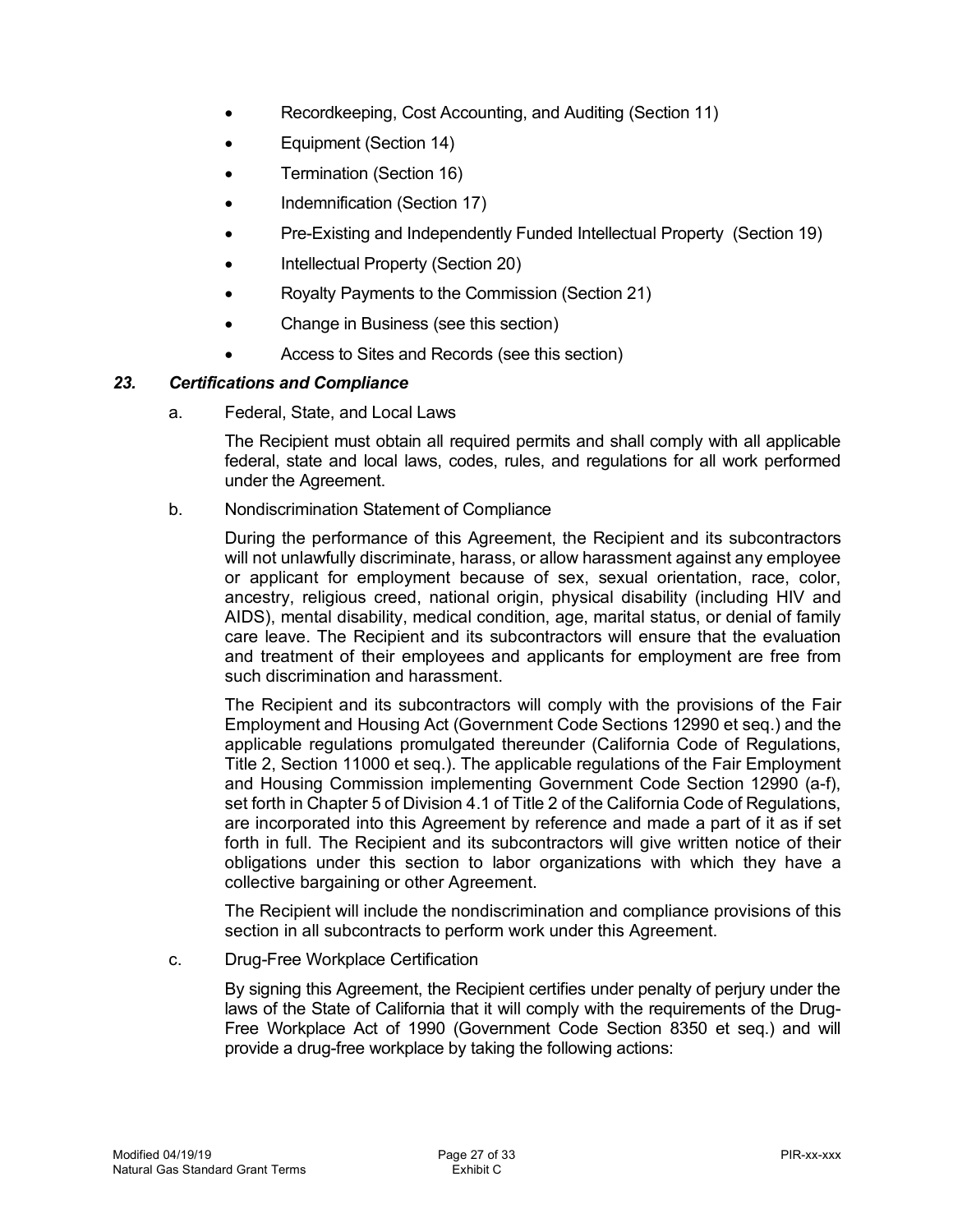- Recordkeeping, Cost Accounting, and Auditing (Section 11)
- Equipment (Section 14)
- Termination (Section 16)
- Indemnification (Section 17)
- Pre-Existing and Independently Funded Intellectual Property (Section 19)
- Intellectual Property (Section 20)
- Royalty Payments to the Commission (Section 21)
- Change in Business (see this section)
- Access to Sites and Records (see this section)

### *23. Certifications and Compliance*

a. Federal, State, and Local Laws

The Recipient must obtain all required permits and shall comply with all applicable federal, state and local laws, codes, rules, and regulations for all work performed under the Agreement.

b. Nondiscrimination Statement of Compliance

During the performance of this Agreement, the Recipient and its subcontractors will not unlawfully discriminate, harass, or allow harassment against any employee or applicant for employment because of sex, sexual orientation, race, color, ancestry, religious creed, national origin, physical disability (including HIV and AIDS), mental disability, medical condition, age, marital status, or denial of family care leave. The Recipient and its subcontractors will ensure that the evaluation and treatment of their employees and applicants for employment are free from such discrimination and harassment.

The Recipient and its subcontractors will comply with the provisions of the Fair Employment and Housing Act (Government Code Sections 12990 et seq.) and the applicable regulations promulgated thereunder (California Code of Regulations, Title 2, Section 11000 et seq.). The applicable regulations of the Fair Employment and Housing Commission implementing Government Code Section 12990 (a-f), set forth in Chapter 5 of Division 4.1 of Title 2 of the California Code of Regulations, are incorporated into this Agreement by reference and made a part of it as if set forth in full. The Recipient and its subcontractors will give written notice of their obligations under this section to labor organizations with which they have a collective bargaining or other Agreement.

The Recipient will include the nondiscrimination and compliance provisions of this section in all subcontracts to perform work under this Agreement.

c. Drug-Free Workplace Certification

By signing this Agreement, the Recipient certifies under penalty of perjury under the laws of the State of California that it will comply with the requirements of the Drug-Free Workplace Act of 1990 (Government Code Section 8350 et seq.) and will provide a drug-free workplace by taking the following actions: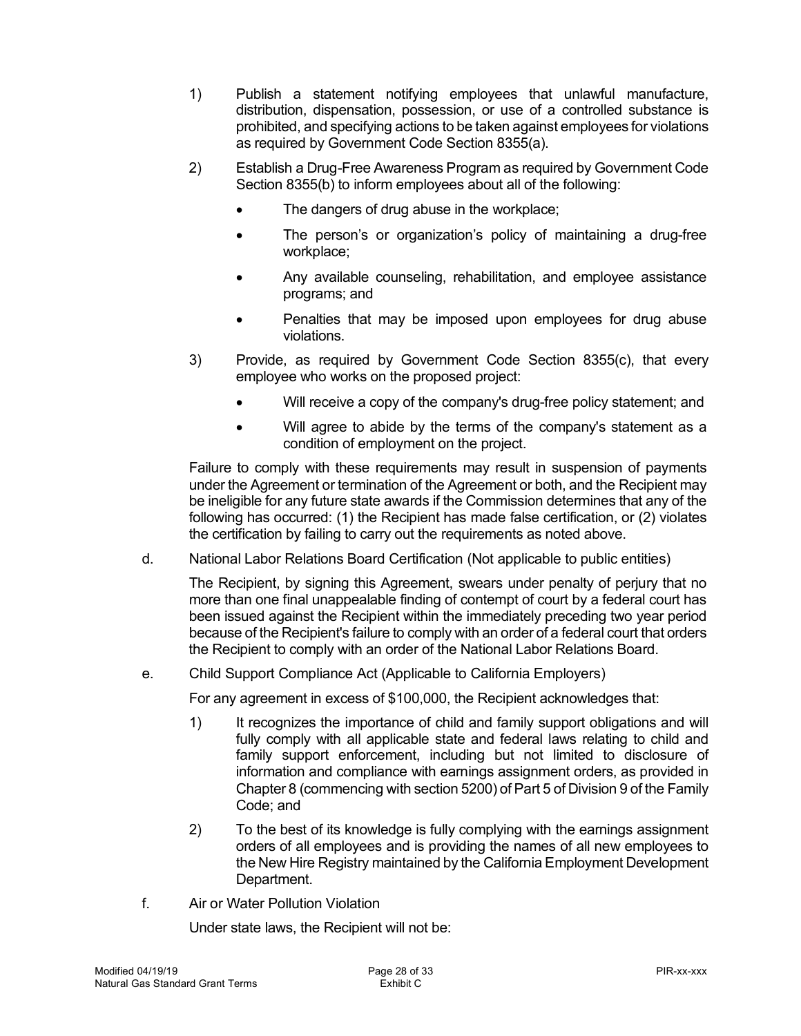1) Publish a statement notifying employees that unlawful manufacture, distribution, dispensation, possession, or use of a controlled substance is prohibited, and specifying actions to be taken against employees for violations as required by Government Code Section 8355(a).

2) Establish a Drug-Free Awareness Program as required by Government Code Section 8355(b) to inform employees about all of the following:

   - The dangers of drug abuse in the workplace;
   - The person's or organization's policy of maintaining a drug-free workplace;
   - Any available counseling, rehabilitation, and employee assistance programs; and
   - Penalties that may be imposed upon employees for drug abuse violations.

3) Provide, as required by Government Code Section 8355(c), that every employee who works on the proposed project:

   - Will receive a copy of the company's drug-free policy statement; and
   - Will agree to abide by the terms of the company's statement as a condition of employment on the project.

Failure to comply with these requirements may result in suspension of payments under the Agreement or termination of the Agreement or both, and the Recipient may be ineligible for any future state awards if the Commission determines that any of the following has occurred: (1) the Recipient has made false certification, or (2) violates the certification by failing to carry out the requirements as noted above.

d. National Labor Relations Board Certification (Not applicable to public entities)

The Recipient, by signing this Agreement, swears under penalty of perjury that no more than one final unappealable finding of contempt of court by a federal court has been issued against the Recipient within the immediately preceding two year period because of the Recipient's failure to comply with an order of a federal court that orders the Recipient to comply with an order of the National Labor Relations Board.

e. Child Support Compliance Act (Applicable to California Employers)

For any agreement in excess of $100,000, the Recipient acknowledges that:

1) It recognizes the importance of child and family support obligations and will fully comply with all applicable state and federal laws relating to child and family support enforcement, including but not limited to disclosure of information and compliance with earnings assignment orders, as provided in Chapter 8 (commencing with section 5200) of Part 5 of Division 9 of the Family Code; and

2) To the best of its knowledge is fully complying with the earnings assignment orders of all employees and is providing the names of all new employees to the New Hire Registry maintained by the California Employment Development Department.

f. Air or Water Pollution Violation

Under state laws, the Recipient will not be: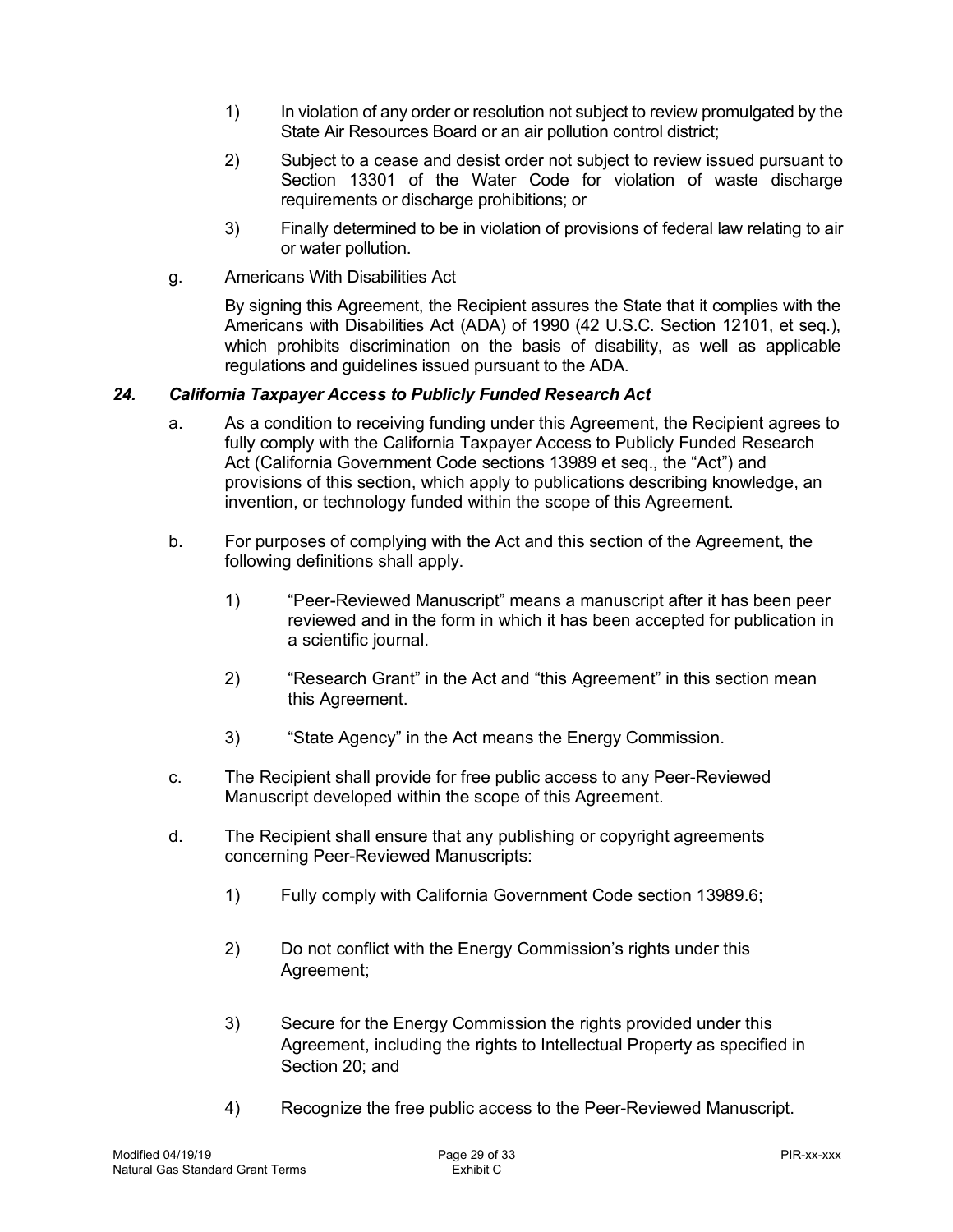1) In violation of any order or resolution not subject to review promulgated by the State Air Resources Board or an air pollution control district;

2) Subject to a cease and desist order not subject to review issued pursuant to Section 13301 of the Water Code for violation of waste discharge requirements or discharge prohibitions; or

3) Finally determined to be in violation of provisions of federal law relating to air or water pollution.

g. Americans With Disabilities Act

By signing this Agreement, the Recipient assures the State that it complies with the Americans with Disabilities Act (ADA) of 1990 (42 U.S.C. Section 12101, et seq.), which prohibits discrimination on the basis of disability, as well as applicable regulations and guidelines issued pursuant to the ADA.

***24. California Taxpayer Access to Publicly Funded Research Act***

a. As a condition to receiving funding under this Agreement, the Recipient agrees to fully comply with the California Taxpayer Access to Publicly Funded Research Act (California Government Code sections 13989 et seq., the "Act") and provisions of this section, which apply to publications describing knowledge, an invention, or technology funded within the scope of this Agreement.

b. For purposes of complying with the Act and this section of the Agreement, the following definitions shall apply.

1) "Peer-Reviewed Manuscript" means a manuscript after it has been peer reviewed and in the form in which it has been accepted for publication in a scientific journal.

2) "Research Grant" in the Act and "this Agreement" in this section mean this Agreement.

3) "State Agency" in the Act means the Energy Commission.

c. The Recipient shall provide for free public access to any Peer-Reviewed Manuscript developed within the scope of this Agreement.

d. The Recipient shall ensure that any publishing or copyright agreements concerning Peer-Reviewed Manuscripts:

1) Fully comply with California Government Code section 13989.6;

2) Do not conflict with the Energy Commission's rights under this Agreement;

3) Secure for the Energy Commission the rights provided under this Agreement, including the rights to Intellectual Property as specified in Section 20; and

4) Recognize the free public access to the Peer-Reviewed Manuscript.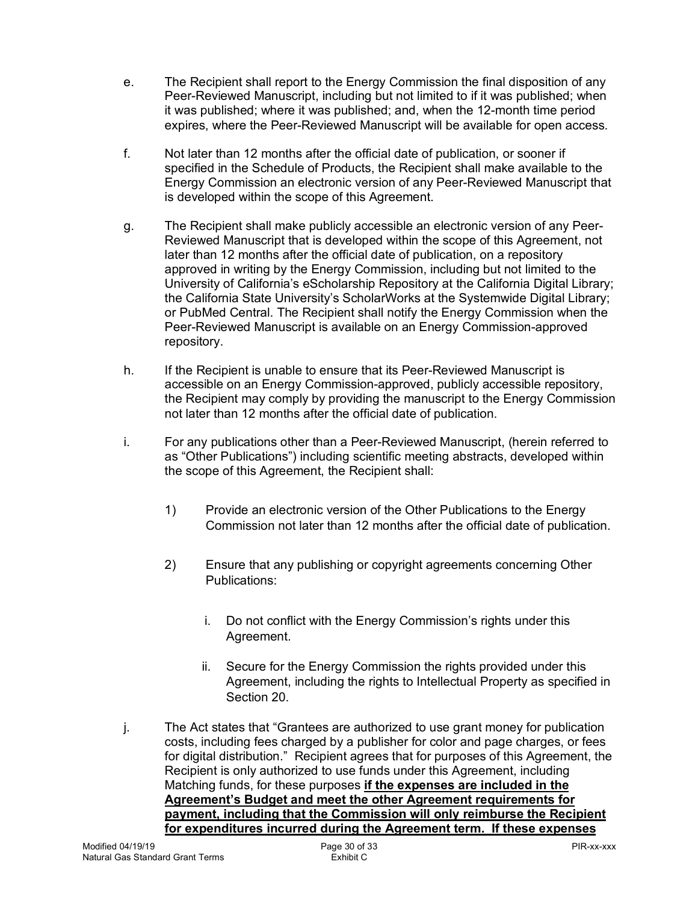e. The Recipient shall report to the Energy Commission the final disposition of any Peer-Reviewed Manuscript, including but not limited to if it was published; when it was published; where it was published; and, when the 12-month time period expires, where the Peer-Reviewed Manuscript will be available for open access.

f. Not later than 12 months after the official date of publication, or sooner if specified in the Schedule of Products, the Recipient shall make available to the Energy Commission an electronic version of any Peer-Reviewed Manuscript that is developed within the scope of this Agreement.

g. The Recipient shall make publicly accessible an electronic version of any Peer-Reviewed Manuscript that is developed within the scope of this Agreement, not later than 12 months after the official date of publication, on a repository approved in writing by the Energy Commission, including but not limited to the University of California's eScholarship Repository at the California Digital Library; the California State University's ScholarWorks at the Systemwide Digital Library; or PubMed Central. The Recipient shall notify the Energy Commission when the Peer-Reviewed Manuscript is available on an Energy Commission-approved repository.

h. If the Recipient is unable to ensure that its Peer-Reviewed Manuscript is accessible on an Energy Commission-approved, publicly accessible repository, the Recipient may comply by providing the manuscript to the Energy Commission not later than 12 months after the official date of publication.

i. For any publications other than a Peer-Reviewed Manuscript, (herein referred to as "Other Publications") including scientific meeting abstracts, developed within the scope of this Agreement, the Recipient shall:

   1) Provide an electronic version of the Other Publications to the Energy Commission not later than 12 months after the official date of publication.

   2) Ensure that any publishing or copyright agreements concerning Other Publications:

      i. Do not conflict with the Energy Commission's rights under this Agreement.

      ii. Secure for the Energy Commission the rights provided under this Agreement, including the rights to Intellectual Property as specified in Section 20.

j. The Act states that "Grantees are authorized to use grant money for publication costs, including fees charged by a publisher for color and page charges, or fees for digital distribution." Recipient agrees that for purposes of this Agreement, the Recipient is only authorized to use funds under this Agreement, including Matching funds, for these purposes **<u>if the expenses are included in the Agreement's Budget and meet the other Agreement requirements for payment, including that the Commission will only reimburse the Recipient for expenditures incurred during the Agreement term. If these expenses</u>**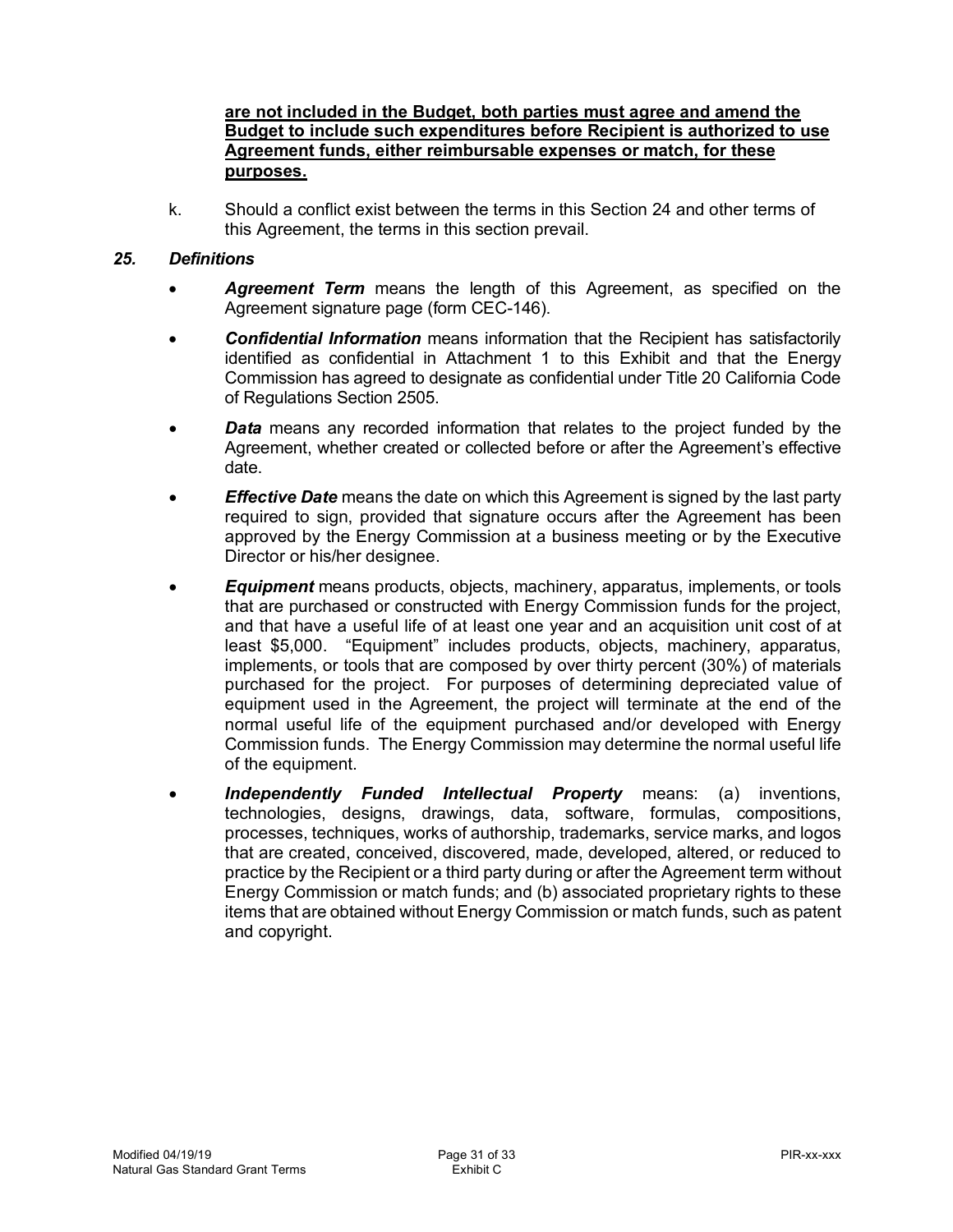**are not included in the Budget, both parties must agree and amend the Budget to include such expenditures before Recipient is authorized to use Agreement funds, either reimbursable expenses or match, for these purposes.**

k. Should a conflict exist between the terms in this Section 24 and other terms of this Agreement, the terms in this section prevail.

### *25. Definitions*

- ***Agreement Term*** means the length of this Agreement, as specified on the Agreement signature page (form CEC-146).
- ***Confidential Information*** means information that the Recipient has satisfactorily identified as confidential in Attachment 1 to this Exhibit and that the Energy Commission has agreed to designate as confidential under Title 20 California Code of Regulations Section 2505.
- ***Data*** means any recorded information that relates to the project funded by the Agreement, whether created or collected before or after the Agreement's effective date.
- ***Effective Date*** means the date on which this Agreement is signed by the last party required to sign, provided that signature occurs after the Agreement has been approved by the Energy Commission at a business meeting or by the Executive Director or his/her designee.
- ***Equipment*** means products, objects, machinery, apparatus, implements, or tools that are purchased or constructed with Energy Commission funds for the project, and that have a useful life of at least one year and an acquisition unit cost of at least $5,000. "Equipment" includes products, objects, machinery, apparatus, implements, or tools that are composed by over thirty percent (30%) of materials purchased for the project. For purposes of determining depreciated value of equipment used in the Agreement, the project will terminate at the end of the normal useful life of the equipment purchased and/or developed with Energy Commission funds. The Energy Commission may determine the normal useful life of the equipment.
- ***Independently Funded Intellectual Property*** means: (a) inventions, technologies, designs, drawings, data, software, formulas, compositions, processes, techniques, works of authorship, trademarks, service marks, and logos that are created, conceived, discovered, made, developed, altered, or reduced to practice by the Recipient or a third party during or after the Agreement term without Energy Commission or match funds; and (b) associated proprietary rights to these items that are obtained without Energy Commission or match funds, such as patent and copyright.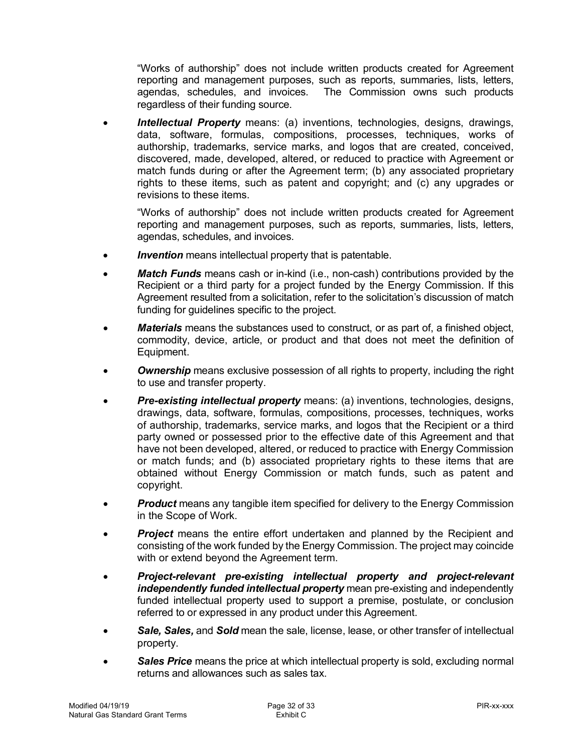"Works of authorship" does not include written products created for Agreement reporting and management purposes, such as reports, summaries, lists, letters, agendas, schedules, and invoices. The Commission owns such products regardless of their funding source.

- ***Intellectual Property*** means: (a) inventions, technologies, designs, drawings, data, software, formulas, compositions, processes, techniques, works of authorship, trademarks, service marks, and logos that are created, conceived, discovered, made, developed, altered, or reduced to practice with Agreement or match funds during or after the Agreement term; (b) any associated proprietary rights to these items, such as patent and copyright; and (c) any upgrades or revisions to these items.

  "Works of authorship" does not include written products created for Agreement reporting and management purposes, such as reports, summaries, lists, letters, agendas, schedules, and invoices.

- ***Invention*** means intellectual property that is patentable.
- ***Match Funds*** means cash or in-kind (i.e., non-cash) contributions provided by the Recipient or a third party for a project funded by the Energy Commission. If this Agreement resulted from a solicitation, refer to the solicitation's discussion of match funding for guidelines specific to the project.
- ***Materials*** means the substances used to construct, or as part of, a finished object, commodity, device, article, or product and that does not meet the definition of Equipment.
- ***Ownership*** means exclusive possession of all rights to property, including the right to use and transfer property.
- ***Pre-existing intellectual property*** means: (a) inventions, technologies, designs, drawings, data, software, formulas, compositions, processes, techniques, works of authorship, trademarks, service marks, and logos that the Recipient or a third party owned or possessed prior to the effective date of this Agreement and that have not been developed, altered, or reduced to practice with Energy Commission or match funds; and (b) associated proprietary rights to these items that are obtained without Energy Commission or match funds, such as patent and copyright.
- ***Product*** means any tangible item specified for delivery to the Energy Commission in the Scope of Work.
- ***Project*** means the entire effort undertaken and planned by the Recipient and consisting of the work funded by the Energy Commission. The project may coincide with or extend beyond the Agreement term.
- ***Project-relevant pre-existing intellectual property and project-relevant independently funded intellectual property*** mean pre-existing and independently funded intellectual property used to support a premise, postulate, or conclusion referred to or expressed in any product under this Agreement.
- ***Sale, Sales,*** and ***Sold*** mean the sale, license, lease, or other transfer of intellectual property.
- ***Sales Price*** means the price at which intellectual property is sold, excluding normal returns and allowances such as sales tax.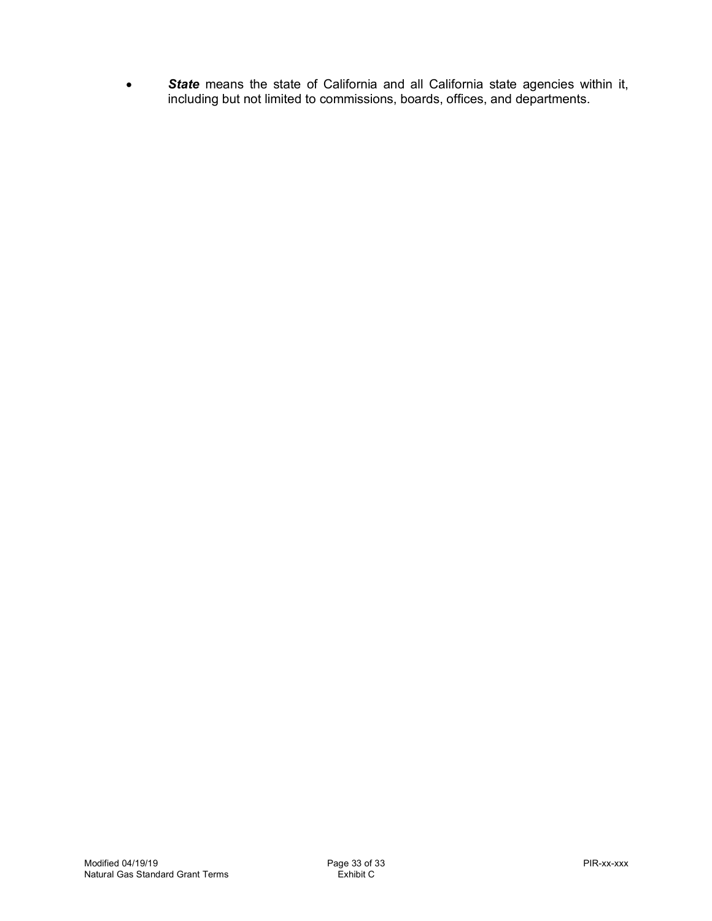- ***State*** means the state of California and all California state agencies within it, including but not limited to commissions, boards, offices, and departments.